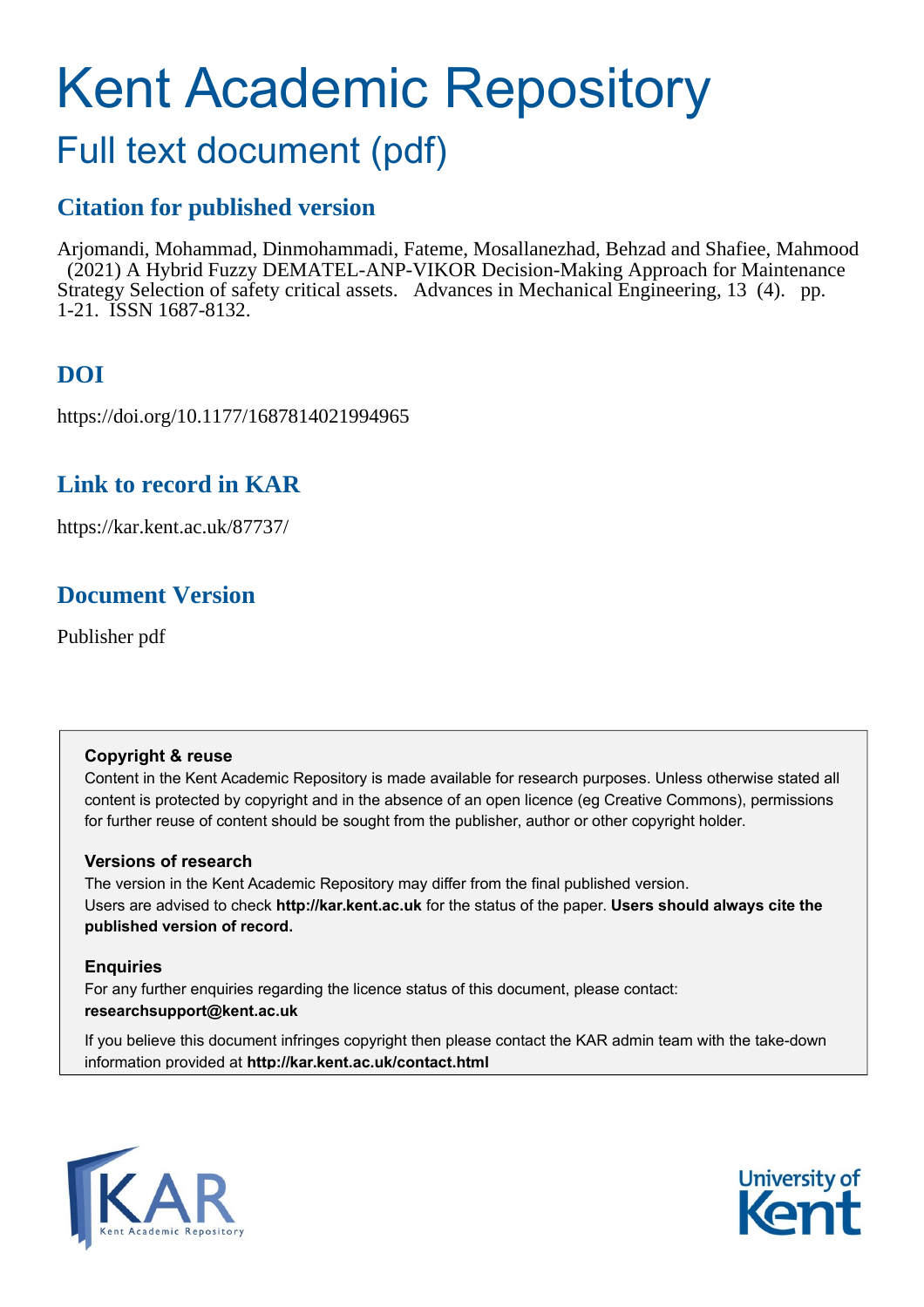# Kent Academic Repository

## Full text document (pdf)

## Citation for published version

Arjomandi, Mohammad, Dinmohammadi, Fateme, Mosallanezhad, Behzad and Shafiee, Mahmood (2021) A Hybrid Fuzzy DEMATEL-ANP-VIKOR Decision-Making Approach for Maintenance Strategy Selection of safety critical assets. Advances in Mechanical Engineering, 13 (4). pp. 1-21. ISSN 1687-8132.

## DOI

https://doi.org/10.1177/1687814021994965

## Link to record in KAR

https://kar.kent.ac.uk/87737/

## Document Version

Publisher pdf

**Copyright & reuse**

Content in the Kent Academic Repository is made available for research purposes. Unless otherwise stated all content is protected by copyright and in the absence of an open licence (eg Creative Commons), permissions for further reuse of content should be sought from the publisher, author or other copyright holder.

**Versions of research**

The version in the Kent Academic Repository may differ from the final published version. Users are advised to check **http://kar.kent.ac.uk** for the status of the paper. **Users should always cite the published version of record.**

**Enquiries**

For any further enquiries regarding the licence status of this document, please contact: **researchsupport@kent.ac.uk**

If you believe this document infringes copyright then please contact the KAR admin team with the take-down information provided at **http://kar.kent.ac.uk/contact.html**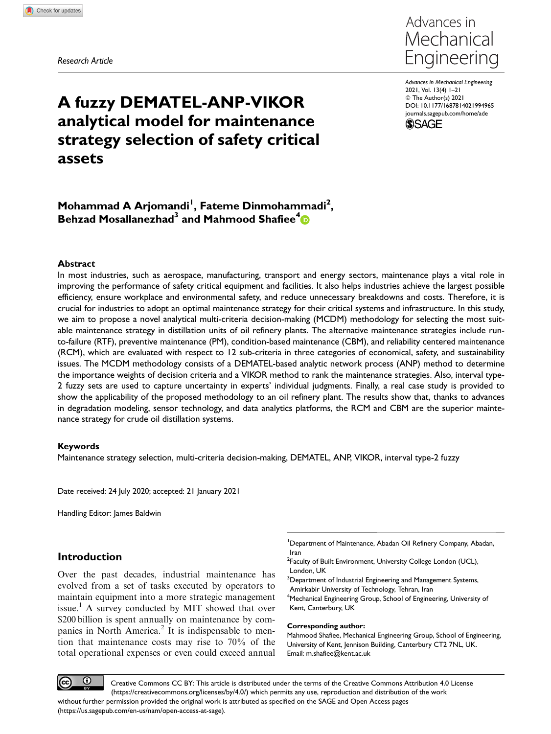Research Article

# A fuzzy DEMATEL-ANP-VIKOR analytical model for maintenance strategy selection of safety critical assets

**Mohammad A Arjomandi[1], Fateme Dinmohammadi[2], Behzad Mosallanezhad[3] and Mahmood Shafiee[4]**

### Abstract

In most industries, such as aerospace, manufacturing, transport and energy sectors, maintenance plays a vital role in improving the performance of safety critical equipment and facilities. It also helps industries achieve the largest possible efficiency, ensure workplace and environmental safety, and reduce unnecessary breakdowns and costs. Therefore, it is crucial for industries to adopt an optimal maintenance strategy for their critical systems and infrastructure. In this study, we aim to propose a novel analytical multi-criteria decision-making (MCDM) methodology for selecting the most suitable maintenance strategy in distillation units of oil refinery plants. The alternative maintenance strategies include run-to-failure (RTF), preventive maintenance (PM), condition-based maintenance (CBM), and reliability centered maintenance (RCM), which are evaluated with respect to 12 sub-criteria in three categories of economical, safety, and sustainability issues. The MCDM methodology consists of a DEMATEL-based analytic network process (ANP) method to determine the importance weights of decision criteria and a VIKOR method to rank the maintenance strategies. Also, interval type-2 fuzzy sets are used to capture uncertainty in experts' individual judgments. Finally, a real case study is provided to show the applicability of the proposed methodology to an oil refinery plant. The results show that, thanks to advances in degradation modeling, sensor technology, and data analytics platforms, the RCM and CBM are the superior maintenance strategy for crude oil distillation systems.

### Keywords

Maintenance strategy selection, multi-criteria decision-making, DEMATEL, ANP, VIKOR, interval type-2 fuzzy

Date received: 24 July 2020; accepted: 21 January 2021

Handling Editor: James Baldwin

## Introduction

Over the past decades, industrial maintenance has evolved from a set of tasks executed by operators to maintain equipment into a more strategic management issue.[1] A survey conducted by MIT showed that over \$200 billion is spent annually on maintenance by companies in North America.[2] It is indispensable to mention that maintenance costs may rise to 70% of the total operational expenses or even could exceed annual

[1]Department of Maintenance, Abadan Oil Refinery Company, Abadan, Iran
[2]Faculty of Built Environment, University College London (UCL), London, UK
[3]Department of Industrial Engineering and Management Systems, Amirkabir University of Technology, Tehran, Iran
[4]Mechanical Engineering Group, School of Engineering, University of Kent, Canterbury, UK

**Corresponding author:**
Mahmood Shafiee, Mechanical Engineering Group, School of Engineering, University of Kent, Jennison Building, Canterbury CT2 7NL, UK.
Email: m.shafiee@kent.ac.uk

Creative Commons CC BY: This article is distributed under the terms of the Creative Commons Attribution 4.0 License (https://creativecommons.org/licenses/by/4.0/) which permits any use, reproduction and distribution of the work without further permission provided the original work is attributed as specified on the SAGE and Open Access pages (https://us.sagepub.com/en-us/nam/open-access-at-sage).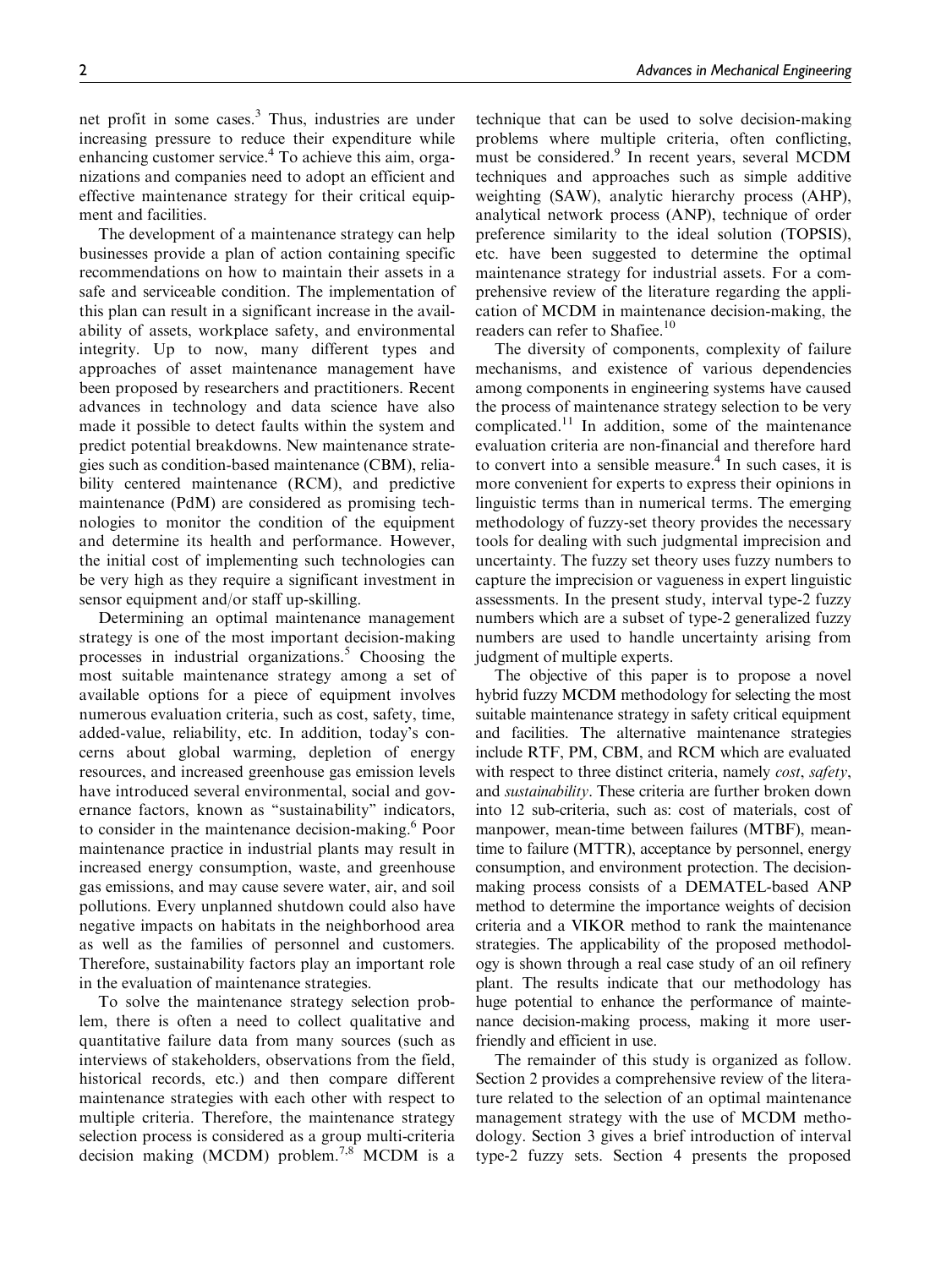net profit in some cases.[3] Thus, industries are under increasing pressure to reduce their expenditure while enhancing customer service.[4] To achieve this aim, organizations and companies need to adopt an efficient and effective maintenance strategy for their critical equipment and facilities.

The development of a maintenance strategy can help businesses provide a plan of action containing specific recommendations on how to maintain their assets in a safe and serviceable condition. The implementation of this plan can result in a significant increase in the availability of assets, workplace safety, and environmental integrity. Up to now, many different types and approaches of asset maintenance management have been proposed by researchers and practitioners. Recent advances in technology and data science have also made it possible to detect faults within the system and predict potential breakdowns. New maintenance strategies such as condition-based maintenance (CBM), reliability centered maintenance (RCM), and predictive maintenance (PdM) are considered as promising technologies to monitor the condition of the equipment and determine its health and performance. However, the initial cost of implementing such technologies can be very high as they require a significant investment in sensor equipment and/or staff up-skilling.

Determining an optimal maintenance management strategy is one of the most important decision-making processes in industrial organizations.[5] Choosing the most suitable maintenance strategy among a set of available options for a piece of equipment involves numerous evaluation criteria, such as cost, safety, time, added-value, reliability, etc. In addition, today's concerns about global warming, depletion of energy resources, and increased greenhouse gas emission levels have introduced several environmental, social and governance factors, known as "sustainability" indicators, to consider in the maintenance decision-making.[6] Poor maintenance practice in industrial plants may result in increased energy consumption, waste, and greenhouse gas emissions, and may cause severe water, air, and soil pollutions. Every unplanned shutdown could also have negative impacts on habitats in the neighborhood area as well as the families of personnel and customers. Therefore, sustainability factors play an important role in the evaluation of maintenance strategies.

To solve the maintenance strategy selection problem, there is often a need to collect qualitative and quantitative failure data from many sources (such as interviews of stakeholders, observations from the field, historical records, etc.) and then compare different maintenance strategies with each other with respect to multiple criteria. Therefore, the maintenance strategy selection process is considered as a group multi-criteria decision making (MCDM) problem.[7,8] MCDM is a technique that can be used to solve decision-making problems where multiple criteria, often conflicting, must be considered.[9] In recent years, several MCDM techniques and approaches such as simple additive weighting (SAW), analytic hierarchy process (AHP), analytical network process (ANP), technique of order preference similarity to the ideal solution (TOPSIS), etc. have been suggested to determine the optimal maintenance strategy for industrial assets. For a comprehensive review of the literature regarding the application of MCDM in maintenance decision-making, the readers can refer to Shafiee.[10]

The diversity of components, complexity of failure mechanisms, and existence of various dependencies among components in engineering systems have caused the process of maintenance strategy selection to be very complicated.[11] In addition, some of the maintenance evaluation criteria are non-financial and therefore hard to convert into a sensible measure.[4] In such cases, it is more convenient for experts to express their opinions in linguistic terms than in numerical terms. The emerging methodology of fuzzy-set theory provides the necessary tools for dealing with such judgmental imprecision and uncertainty. The fuzzy set theory uses fuzzy numbers to capture the imprecision or vagueness in expert linguistic assessments. In the present study, interval type-2 fuzzy numbers which are a subset of type-2 generalized fuzzy numbers are used to handle uncertainty arising from judgment of multiple experts.

The objective of this paper is to propose a novel hybrid fuzzy MCDM methodology for selecting the most suitable maintenance strategy in safety critical equipment and facilities. The alternative maintenance strategies include RTF, PM, CBM, and RCM which are evaluated with respect to three distinct criteria, namely *cost*, *safety*, and *sustainability*. These criteria are further broken down into 12 sub-criteria, such as: cost of materials, cost of manpower, mean-time between failures (MTBF), mean-time to failure (MTTR), acceptance by personnel, energy consumption, and environment protection. The decision-making process consists of a DEMATEL-based ANP method to determine the importance weights of decision criteria and a VIKOR method to rank the maintenance strategies. The applicability of the proposed methodology is shown through a real case study of an oil refinery plant. The results indicate that our methodology has huge potential to enhance the performance of maintenance decision-making process, making it more user-friendly and efficient in use.

The remainder of this study is organized as follow. Section 2 provides a comprehensive review of the literature related to the selection of an optimal maintenance management strategy with the use of MCDM methodology. Section 3 gives a brief introduction of interval type-2 fuzzy sets. Section 4 presents the proposed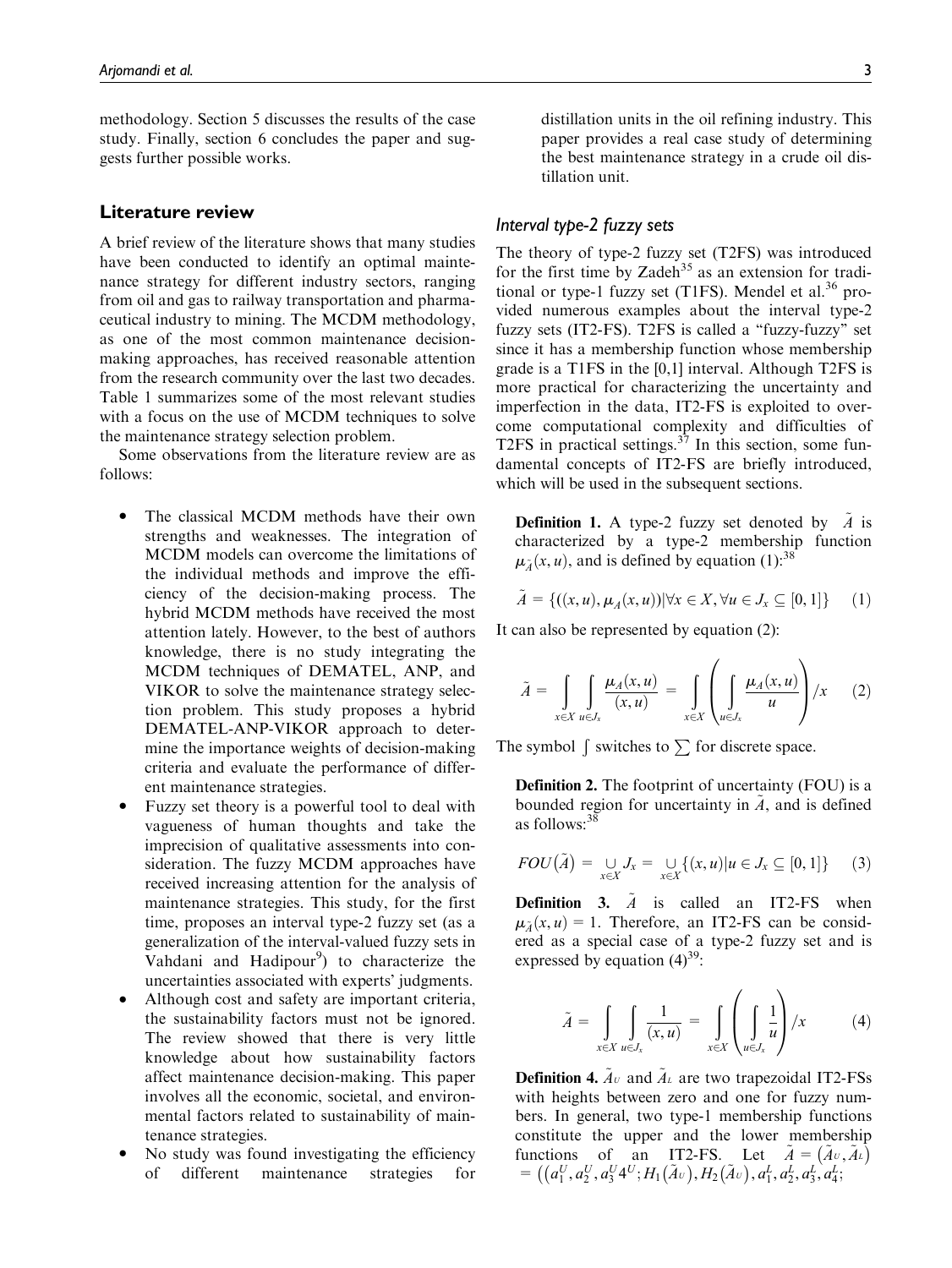methodology. Section 5 discusses the results of the case study. Finally, section 6 concludes the paper and suggests further possible works.

## Literature review

A brief review of the literature shows that many studies have been conducted to identify an optimal maintenance strategy for different industry sectors, ranging from oil and gas to railway transportation and pharmaceutical industry to mining. The MCDM methodology, as one of the most common maintenance decision-making approaches, has received reasonable attention from the research community over the last two decades. Table 1 summarizes some of the most relevant studies with a focus on the use of MCDM techniques to solve the maintenance strategy selection problem.

Some observations from the literature review are as follows:

- The classical MCDM methods have their own strengths and weaknesses. The integration of MCDM models can overcome the limitations of the individual methods and improve the efficiency of the decision-making process. The hybrid MCDM methods have received the most attention lately. However, to the best of authors knowledge, there is no study integrating the MCDM techniques of DEMATEL, ANP, and VIKOR to solve the maintenance strategy selection problem. This study proposes a hybrid DEMATEL-ANP-VIKOR approach to determine the importance weights of decision-making criteria and evaluate the performance of different maintenance strategies.
- Fuzzy set theory is a powerful tool to deal with vagueness of human thoughts and take the imprecision of qualitative assessments into consideration. The fuzzy MCDM approaches have received increasing attention for the analysis of maintenance strategies. This study, for the first time, proposes an interval type-2 fuzzy set (as a generalization of the interval-valued fuzzy sets in Vahdani and Hadipour[9]) to characterize the uncertainties associated with experts' judgments.
- Although cost and safety are important criteria, the sustainability factors must not be ignored. The review showed that there is very little knowledge about how sustainability factors affect maintenance decision-making. This paper involves all the economic, societal, and environmental factors related to sustainability of maintenance strategies.
- No study was found investigating the efficiency of different maintenance strategies for distillation units in the oil refining industry. This paper provides a real case study of determining the best maintenance strategy in a crude oil distillation unit.

### Interval type-2 fuzzy sets

The theory of type-2 fuzzy set (T2FS) was introduced for the first time by Zadeh[35] as an extension for traditional or type-1 fuzzy set (T1FS). Mendel et al.[36] provided numerous examples about the interval type-2 fuzzy sets (IT2-FS). T2FS is called a "fuzzy-fuzzy" set since it has a membership function whose membership grade is a T1FS in the [0,1] interval. Although T2FS is more practical for characterizing the uncertainty and imperfection in the data, IT2-FS is exploited to overcome computational complexity and difficulties of T2FS in practical settings.[37] In this section, some fundamental concepts of IT2-FS are briefly introduced, which will be used in the subsequent sections.

**Definition 1.** A type-2 fuzzy set denoted by $\tilde{A}$ is characterized by a type-2 membership function $\mu_{\tilde{A}}(x, u)$, and is defined by equation (1):[38]

$$\tilde{A} = \{((x, u), \mu_A(x, u)) | \forall x \in X, \forall u \in J_x \subseteq [0, 1]\} \quad (1)$$

It can also be represented by equation (2):

$$\tilde{A} = \int_{x \in X} \int_{u \in J_x} \frac{\mu_A(x, u)}{(x, u)} = \int_{x \in X} \left( \int_{u \in J_x} \frac{\mu_A(x, u)}{u} \right) / x \quad (2)$$

The symbol $\int$ switches to $\sum$ for discrete space.

**Definition 2.** The footprint of uncertainty (FOU) is a bounded region for uncertainty in $\tilde{A}$, and is defined as follows:[38]

$$FOU(\tilde{A}) = \underset{x \in X}{\cup} J_x = \underset{x \in X}{\cup} \{(x, u) | u \in J_x \subseteq [0, 1]\} \quad (3)$$

**Definition 3.** $\tilde{A}$ is called an IT2-FS when $\mu_{\tilde{A}}(x, u) = 1$. Therefore, an IT2-FS can be considered as a special case of a type-2 fuzzy set and is expressed by equation (4)[39]:

$$\tilde{A} = \int_{x \in X} \int_{u \in J_x} \frac{1}{(x, u)} = \int_{x \in X} \left( \int_{u \in J_x} \frac{1}{u} \right) / x \quad (4)$$

**Definition 4.** $\tilde{A}_U$ and $\tilde{A}_L$ are two trapezoidal IT2-FSs with heights between zero and one for fuzzy numbers. In general, two type-1 membership functions constitute the upper and the lower membership functions of an IT2-FS. Let $\tilde{A} = (\tilde{A}_U, \tilde{A}_L) = ((a_1^U, a_2^U, a_3^U 4^U; H_1(\tilde{A}_U), H_2(\tilde{A}_U), a_1^L, a_2^L, a_3^L, a_4^L;$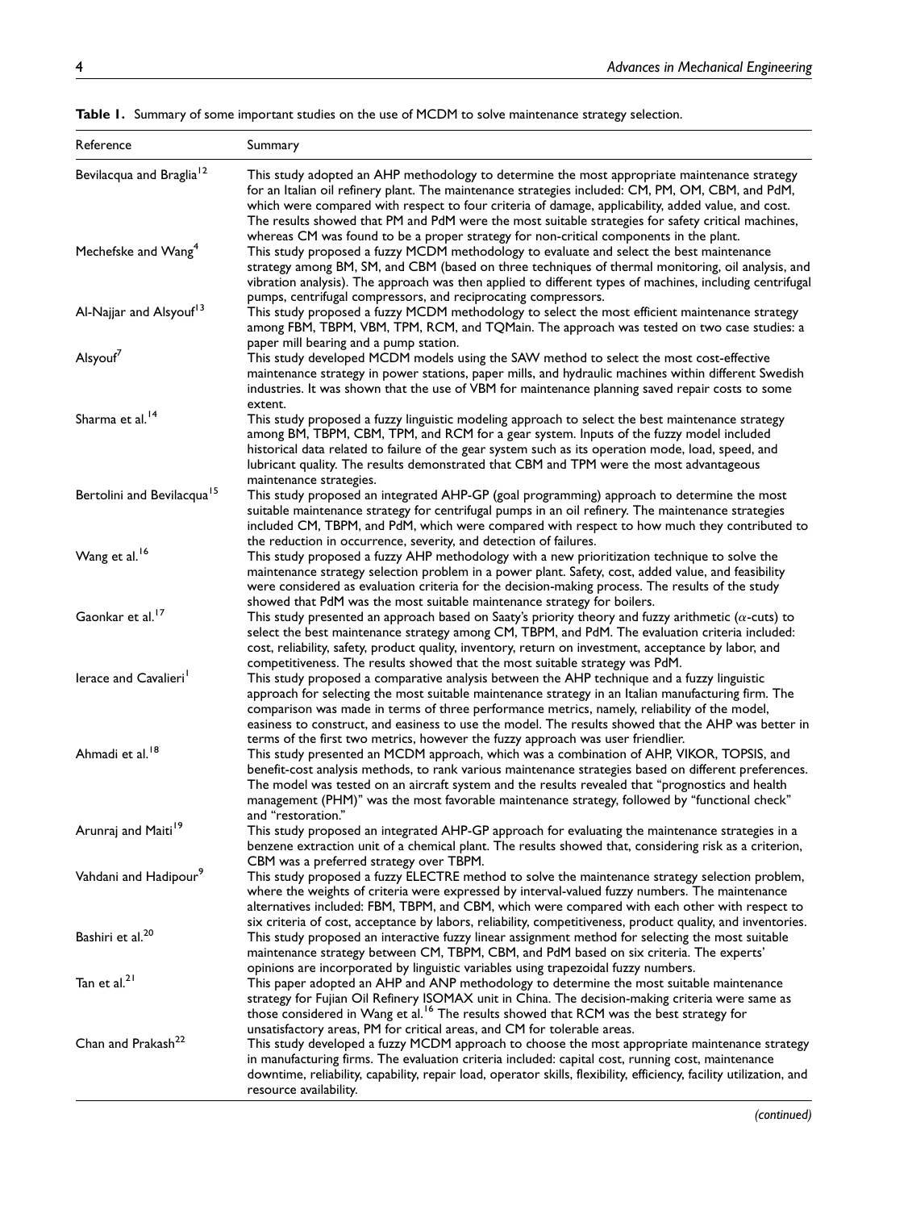**Table 1.** Summary of some important studies on the use of MCDM to solve maintenance strategy selection.

| Reference | Summary |
|---|---|
| Bevilacqua and Braglia[12] | This study adopted an AHP methodology to determine the most appropriate maintenance strategy for an Italian oil refinery plant. The maintenance strategies included: CM, PM, OM, CBM, and PdM, which were compared with respect to four criteria of damage, applicability, added value, and cost. The results showed that PM and PdM were the most suitable strategies for safety critical machines, whereas CM was found to be a proper strategy for non-critical components in the plant. |
| Mechefske and Wang[4] | This study proposed a fuzzy MCDM methodology to evaluate and select the best maintenance strategy among BM, SM, and CBM (based on three techniques of thermal monitoring, oil analysis, and vibration analysis). The approach was then applied to different types of machines, including centrifugal pumps, centrifugal compressors, and reciprocating compressors. |
| Al-Najjar and Alsyouf[13] | This study proposed a fuzzy MCDM methodology to select the most efficient maintenance strategy among FBM, TBPM, VBM, TPM, RCM, and TQMain. The approach was tested on two case studies: a paper mill bearing and a pump station. |
| Alsyouf[7] | This study developed MCDM models using the SAW method to select the most cost-effective maintenance strategy in power stations, paper mills, and hydraulic machines within different Swedish industries. It was shown that the use of VBM for maintenance planning saved repair costs to some extent. |
| Sharma et al.[14] | This study proposed a fuzzy linguistic modeling approach to select the best maintenance strategy among BM, TBPM, CBM, TPM, and RCM for a gear system. Inputs of the fuzzy model included historical data related to failure of the gear system such as its operation mode, load, speed, and lubricant quality. The results demonstrated that CBM and TPM were the most advantageous maintenance strategies. |
| Bertolini and Bevilacqua[15] | This study proposed an integrated AHP-GP (goal programming) approach to determine the most suitable maintenance strategy for centrifugal pumps in an oil refinery. The maintenance strategies included CM, TBPM, and PdM, which were compared with respect to how much they contributed to the reduction in occurrence, severity, and detection of failures. |
| Wang et al.[16] | This study proposed a fuzzy AHP methodology with a new prioritization technique to solve the maintenance strategy selection problem in a power plant. Safety, cost, added value, and feasibility were considered as evaluation criteria for the decision-making process. The results of the study showed that PdM was the most suitable maintenance strategy for boilers. |
| Gaonkar et al.[17] | This study presented an approach based on Saaty's priority theory and fuzzy arithmetic ($\alpha$-cuts) to select the best maintenance strategy among CM, TBPM, and PdM. The evaluation criteria included: cost, reliability, safety, product quality, inventory, return on investment, acceptance by labor, and competitiveness. The results showed that the most suitable strategy was PdM. |
| Ierace and Cavalieri[1] | This study proposed a comparative analysis between the AHP technique and a fuzzy linguistic approach for selecting the most suitable maintenance strategy in an Italian manufacturing firm. The comparison was made in terms of three performance metrics, namely, reliability of the model, easiness to construct, and easiness to use the model. The results showed that the AHP was better in terms of the first two metrics, however the fuzzy approach was user friendlier. |
| Ahmadi et al.[18] | This study presented an MCDM approach, which was a combination of AHP, VIKOR, TOPSIS, and benefit-cost analysis methods, to rank various maintenance strategies based on different preferences. The model was tested on an aircraft system and the results revealed that "prognostics and health management (PHM)" was the most favorable maintenance strategy, followed by "functional check" and "restoration." |
| Arunraj and Maiti[19] | This study proposed an integrated AHP-GP approach for evaluating the maintenance strategies in a benzene extraction unit of a chemical plant. The results showed that, considering risk as a criterion, CBM was a preferred strategy over TBPM. |
| Vahdani and Hadipour[9] | This study proposed a fuzzy ELECTRE method to solve the maintenance strategy selection problem, where the weights of criteria were expressed by interval-valued fuzzy numbers. The maintenance alternatives included: FBM, TBPM, and CBM, which were compared with each other with respect to six criteria of cost, acceptance by labors, reliability, competitiveness, product quality, and inventories. |
| Bashiri et al.[20] | This study proposed an interactive fuzzy linear assignment method for selecting the most suitable maintenance strategy between CM, TBPM, CBM, and PdM based on six criteria. The experts' opinions are incorporated by linguistic variables using trapezoidal fuzzy numbers. |
| Tan et al.[21] | This paper adopted an AHP and ANP methodology to determine the most suitable maintenance strategy for Fujian Oil Refinery ISOMAX unit in China. The decision-making criteria were same as those considered in Wang et al.[16] The results showed that RCM was the best strategy for unsatisfactory areas, PM for critical areas, and CM for tolerable areas. |
| Chan and Prakash[22] | This study developed a fuzzy MCDM approach to choose the most appropriate maintenance strategy in manufacturing firms. The evaluation criteria included: capital cost, running cost, maintenance downtime, reliability, capability, repair load, operator skills, flexibility, efficiency, facility utilization, and resource availability. |

*(continued)*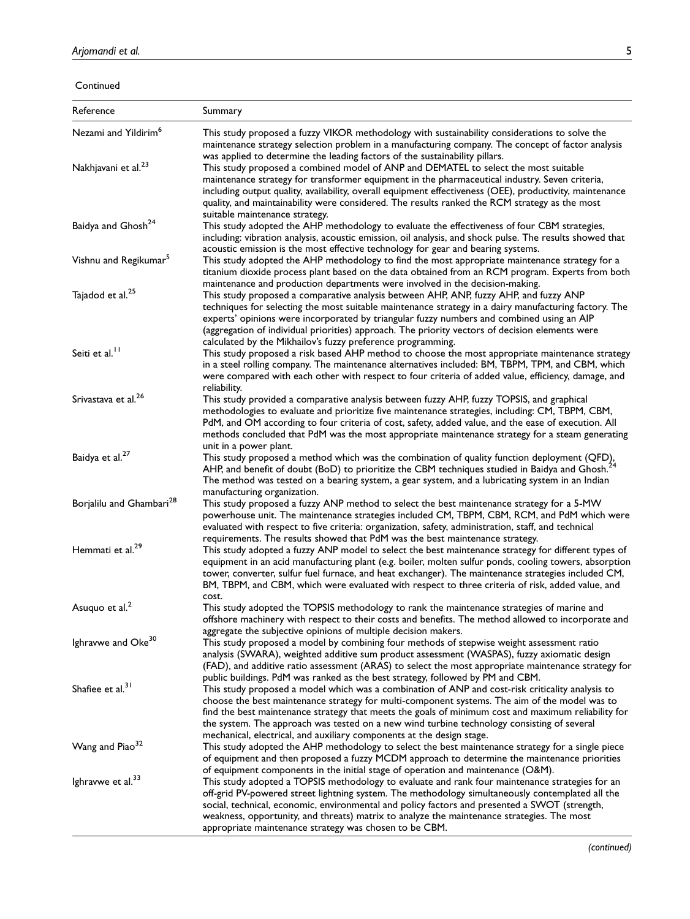Continued

| Reference | Summary |
|---|---|
| Nezami and Yildirim[6] | This study proposed a fuzzy VIKOR methodology with sustainability considerations to solve the maintenance strategy selection problem in a manufacturing company. The concept of factor analysis was applied to determine the leading factors of the sustainability pillars. |
| Nakhjavani et al.[23] | This study proposed a combined model of ANP and DEMATEL to select the most suitable maintenance strategy for transformer equipment in the pharmaceutical industry. Seven criteria, including output quality, availability, overall equipment effectiveness (OEE), productivity, maintenance quality, and maintainability were considered. The results ranked the RCM strategy as the most suitable maintenance strategy. |
| Baidya and Ghosh[24] | This study adopted the AHP methodology to evaluate the effectiveness of four CBM strategies, including: vibration analysis, acoustic emission, oil analysis, and shock pulse. The results showed that acoustic emission is the most effective technology for gear and bearing systems. |
| Vishnu and Regikumar[5] | This study adopted the AHP methodology to find the most appropriate maintenance strategy for a titanium dioxide process plant based on the data obtained from an RCM program. Experts from both maintenance and production departments were involved in the decision-making. |
| Tajadod et al.[25] | This study proposed a comparative analysis between AHP, ANP, fuzzy AHP, and fuzzy ANP techniques for selecting the most suitable maintenance strategy in a dairy manufacturing factory. The experts' opinions were incorporated by triangular fuzzy numbers and combined using an AIP (aggregation of individual priorities) approach. The priority vectors of decision elements were calculated by the Mikhailov's fuzzy preference programming. |
| Seiti et al.[11] | This study proposed a risk based AHP method to choose the most appropriate maintenance strategy in a steel rolling company. The maintenance alternatives included: BM, TBPM, TPM, and CBM, which were compared with each other with respect to four criteria of added value, efficiency, damage, and reliability. |
| Srivastava et al.[26] | This study provided a comparative analysis between fuzzy AHP, fuzzy TOPSIS, and graphical methodologies to evaluate and prioritize five maintenance strategies, including: CM, TBPM, CBM, PdM, and OM according to four criteria of cost, safety, added value, and the ease of execution. All methods concluded that PdM was the most appropriate maintenance strategy for a steam generating unit in a power plant. |
| Baidya et al.[27] | This study proposed a method which was the combination of quality function deployment (QFD), AHP, and benefit of doubt (BoD) to prioritize the CBM techniques studied in Baidya and Ghosh.[24] The method was tested on a bearing system, a gear system, and a lubricating system in an Indian manufacturing organization. |
| Borjalilu and Ghambari[28] | This study proposed a fuzzy ANP method to select the best maintenance strategy for a 5-MW powerhouse unit. The maintenance strategies included CM, TBPM, CBM, RCM, and PdM which were evaluated with respect to five criteria: organization, safety, administration, staff, and technical requirements. The results showed that PdM was the best maintenance strategy. |
| Hemmati et al.[29] | This study adopted a fuzzy ANP model to select the best maintenance strategy for different types of equipment in an acid manufacturing plant (e.g. boiler, molten sulfur ponds, cooling towers, absorption tower, converter, sulfur fuel furnace, and heat exchanger). The maintenance strategies included CM, BM, TBPM, and CBM, which were evaluated with respect to three criteria of risk, added value, and cost. |
| Asuquo et al.[2] | This study adopted the TOPSIS methodology to rank the maintenance strategies of marine and offshore machinery with respect to their costs and benefits. The method allowed to incorporate and aggregate the subjective opinions of multiple decision makers. |
| Ighravwe and Oke[30] | This study proposed a model by combining four methods of stepwise weight assessment ratio analysis (SWARA), weighted additive sum product assessment (WASPAS), fuzzy axiomatic design (FAD), and additive ratio assessment (ARAS) to select the most appropriate maintenance strategy for public buildings. PdM was ranked as the best strategy, followed by PM and CBM. |
| Shafiee et al.[31] | This study proposed a model which was a combination of ANP and cost-risk criticality analysis to choose the best maintenance strategy for multi-component systems. The aim of the model was to find the best maintenance strategy that meets the goals of minimum cost and maximum reliability for the system. The approach was tested on a new wind turbine technology consisting of several mechanical, electrical, and auxiliary components at the design stage. |
| Wang and Piao[32] | This study adopted the AHP methodology to select the best maintenance strategy for a single piece of equipment and then proposed a fuzzy MCDM approach to determine the maintenance priorities of equipment components in the initial stage of operation and maintenance (O&M). |
| Ighravwe et al.[33] | This study adopted a TOPSIS methodology to evaluate and rank four maintenance strategies for an off-grid PV-powered street lightning system. The methodology simultaneously contemplated all the social, technical, economic, environmental and policy factors and presented a SWOT (strength, weakness, opportunity, and threats) matrix to analyze the maintenance strategies. The most appropriate maintenance strategy was chosen to be CBM. |

*(continued)*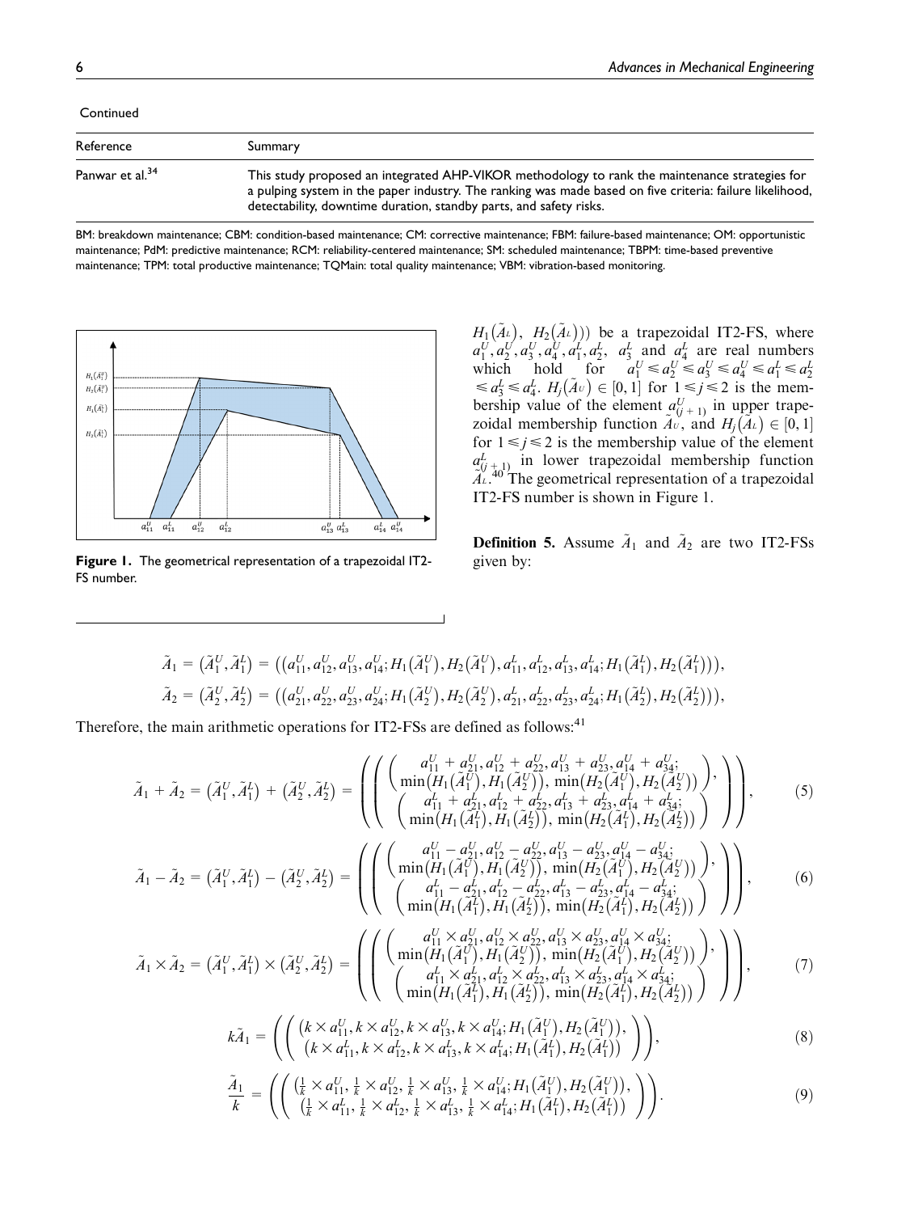Continued

| Reference | Summary |
| --- | --- |
| Panwar et al.[34] | This study proposed an integrated AHP-VIKOR methodology to rank the maintenance strategies for a pulping system in the paper industry. The ranking was made based on five criteria: failure likelihood, detectability, downtime duration, standby parts, and safety risks. |

BM: breakdown maintenance; CBM: condition-based maintenance; CM: corrective maintenance; FBM: failure-based maintenance; OM: opportunistic maintenance; PdM: predictive maintenance; RCM: reliability-centered maintenance; SM: scheduled maintenance; TBPM: time-based preventive maintenance; TPM: total productive maintenance; TQMain: total quality maintenance; VBM: vibration-based monitoring.

**Figure 1.** The geometrical representation of a trapezoidal IT2-FS number.

$H_1(\tilde{A}_L),\ H_2(\tilde{A}_L)))$ be a trapezoidal IT2-FS, where $a_1^U, a_2^U, a_3^U, a_4^U, a_1^L, a_2^L,\ a_3^L$ and $a_4^L$ are real numbers which hold for $a_1^U \leqslant a_2^U \leqslant a_3^U \leqslant a_4^U \leqslant a_1^L \leqslant a_2^L \leqslant a_3^L \leqslant a_4^L$. $H_j(\tilde{A}_U) \in [0,1]$ for $1 \leqslant j \leqslant 2$ is the membership value of the element $a_{(j+1)}^U$ in upper trapezoidal membership function $\tilde{A}_U$, and $H_j(\tilde{A}_L) \in [0,1]$ for $1 \leqslant j \leqslant 2$ is the membership value of the element $a_{(j+1)}^L$ in lower trapezoidal membership function $\tilde{A}_L$.[40] The geometrical representation of a trapezoidal IT2-FS number is shown in Figure 1.

**Definition 5.** Assume $\tilde{A}_1$ and $\tilde{A}_2$ are two IT2-FSs given by:

$$\tilde{A}_1 = (\tilde{A}_1^U, \tilde{A}_1^L) = ((a_{11}^U, a_{12}^U, a_{13}^U, a_{14}^U; H_1(\tilde{A}_1^U), H_2(\tilde{A}_1^U), a_{11}^L, a_{12}^L, a_{13}^L, a_{14}^L; H_1(\tilde{A}_1^L), H_2(\tilde{A}_1^L))),$$

$$\tilde{A}_2 = (\tilde{A}_2^U, \tilde{A}_2^L) = ((a_{21}^U, a_{22}^U, a_{23}^U, a_{24}^U; H_1(\tilde{A}_2^U), H_2(\tilde{A}_2^U), a_{21}^L, a_{22}^L, a_{23}^L, a_{24}^L; H_1(\tilde{A}_2^L), H_2(\tilde{A}_2^L))),$$

Therefore, the main arithmetic operations for IT2-FSs are defined as follows:[41]

$$\tilde{A}_1 + \tilde{A}_2 = (\tilde{A}_1^U, \tilde{A}_1^L) + (\tilde{A}_2^U, \tilde{A}_2^L) = \left( \left( \begin{pmatrix} a_{11}^U + a_{21}^U, a_{12}^U + a_{22}^U, a_{13}^U + a_{23}^U, a_{14}^U + a_{34}^U; \\ \min(H_1(\tilde{A}_1^U), H_1(\tilde{A}_2^U)),\ \min(H_2(\tilde{A}_1^U), H_2(\tilde{A}_2^U)) \end{pmatrix}, \begin{pmatrix} a_{11}^L + a_{21}^L, a_{12}^L + a_{22}^L, a_{13}^L + a_{23}^L, a_{14}^L + a_{34}^L; \\ \min(H_1(\tilde{A}_1^L), H_1(\tilde{A}_2^L)),\ \min(H_2(\tilde{A}_1^L), H_2(\tilde{A}_2^L)) \end{pmatrix} \right) \right), \tag{5}$$

$$\tilde{A}_1 - \tilde{A}_2 = (\tilde{A}_1^U, \tilde{A}_1^L) - (\tilde{A}_2^U, \tilde{A}_2^L) = \left( \left( \begin{pmatrix} a_{11}^U - a_{21}^U, a_{12}^U - a_{22}^U, a_{13}^U - a_{23}^U, a_{14}^U - a_{34}^U; \\ \min(H_1(\tilde{A}_1^U), H_1(\tilde{A}_2^U)),\ \min(H_2(\tilde{A}_1^U), H_2(\tilde{A}_2^U)) \end{pmatrix}, \begin{pmatrix} a_{11}^L - a_{21}^L, a_{12}^L - a_{22}^L, a_{13}^L - a_{23}^L, a_{14}^L - a_{34}^L; \\ \min(H_1(\tilde{A}_1^L), H_1(\tilde{A}_2^L)),\ \min(H_2(\tilde{A}_1^L), H_2(\tilde{A}_2^L)) \end{pmatrix} \right) \right), \tag{6}$$

$$\tilde{A}_1 \times \tilde{A}_2 = (\tilde{A}_1^U, \tilde{A}_1^L) \times (\tilde{A}_2^U, \tilde{A}_2^L) = \left( \left( \begin{pmatrix} a_{11}^U \times a_{21}^U, a_{12}^U \times a_{22}^U, a_{13}^U \times a_{23}^U, a_{14}^U \times a_{34}^U; \\ \min(H_1(\tilde{A}_1^U), H_1(\tilde{A}_2^U)),\ \min(H_2(\tilde{A}_1^U), H_2(\tilde{A}_2^U)) \end{pmatrix}, \begin{pmatrix} a_{11}^L \times a_{21}^L, a_{12}^L \times a_{22}^L, a_{13}^L \times a_{23}^L, a_{14}^L \times a_{34}^L; \\ \min(H_1(\tilde{A}_1^L), H_1(\tilde{A}_2^L)),\ \min(H_2(\tilde{A}_1^L), H_2(\tilde{A}_2^L)) \end{pmatrix} \right) \right), \tag{7}$$

$$k\tilde{A}_1 = \left( \begin{pmatrix} (k \times a_{11}^U, k \times a_{12}^U, k \times a_{13}^U, k \times a_{14}^U; H_1(\tilde{A}_1^U), H_2(\tilde{A}_1^U)), \\ (k \times a_{11}^L, k \times a_{12}^L, k \times a_{13}^L, k \times a_{14}^L; H_1(\tilde{A}_1^L), H_2(\tilde{A}_1^L)) \end{pmatrix} \right), \tag{8}$$

$$\frac{\tilde{A}_1}{k} = \left( \begin{pmatrix} (\frac{1}{k} \times a_{11}^U, \frac{1}{k} \times a_{12}^U, \frac{1}{k} \times a_{13}^U, \frac{1}{k} \times a_{14}^U; H_1(\tilde{A}_1^U), H_2(\tilde{A}_1^U)), \\ (\frac{1}{k} \times a_{11}^L, \frac{1}{k} \times a_{12}^L, \frac{1}{k} \times a_{13}^L, \frac{1}{k} \times a_{14}^L; H_1(\tilde{A}_1^L), H_2(\tilde{A}_1^L)) \end{pmatrix} \right). \tag{9}$$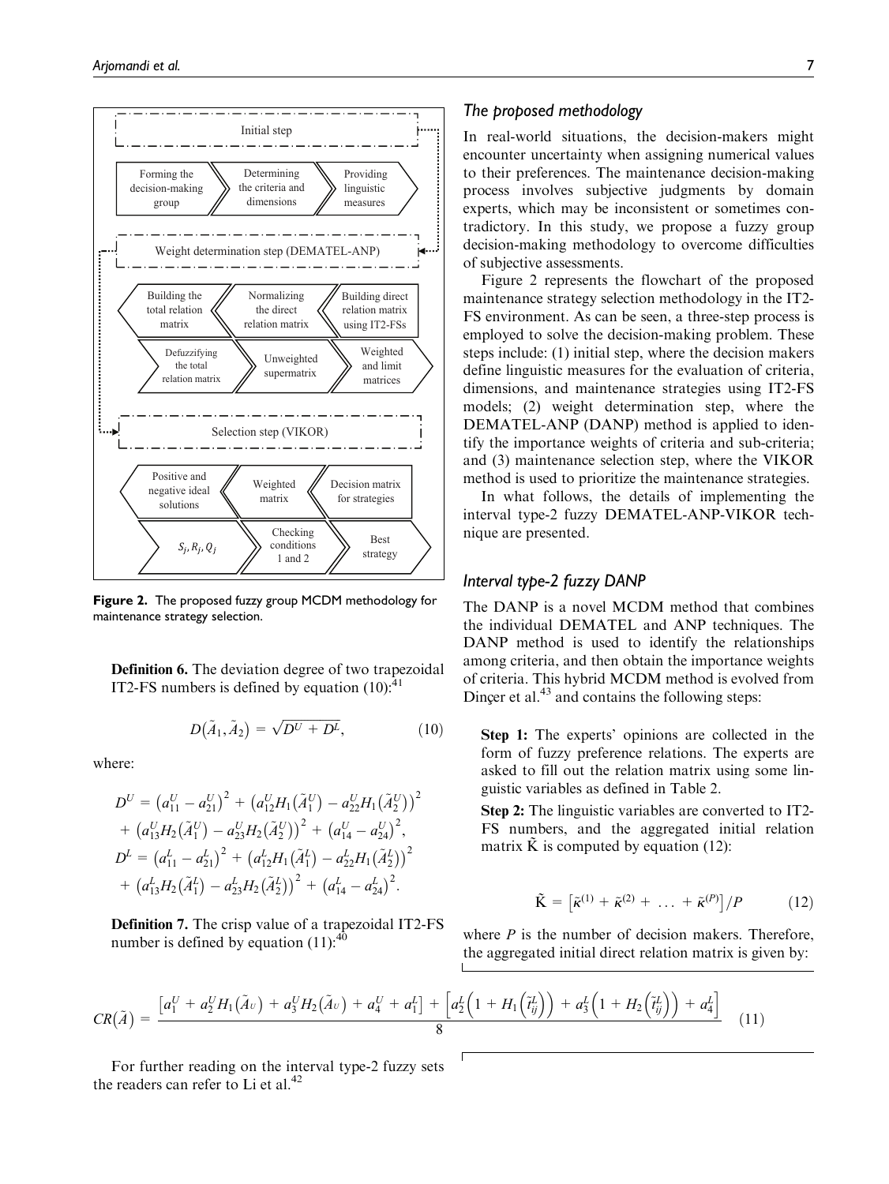Initial step

Forming the decision-making group | Determining the criteria and dimensions | Providing linguistic measures

Weight determination step (DEMATEL-ANP)

Building direct relation matrix using IT2-FSs | Normalizing the direct relation matrix | Building the total relation matrix

Defuzzifying the total relation matrix | Unweighted supermatrix | Weighted and limit matrices

Selection step (VIKOR)

Decision matrix for strategies | Weighted matrix | Positive and negative ideal solutions

$S_j, R_j, Q_j$ | Checking conditions 1 and 2 | Best strategy

**Figure 2.** The proposed fuzzy group MCDM methodology for maintenance strategy selection.

**Definition 6.** The deviation degree of two trapezoidal IT2-FS numbers is defined by equation (10):[41]

$$D(\tilde{A}_1, \tilde{A}_2) = \sqrt{D^U + D^L}, \tag{10}$$

where:

$$D^U = \left(a_{11}^U - a_{21}^U\right)^2 + \left(a_{12}^U H_1\left(\tilde{A}_1^U\right) - a_{22}^U H_1\left(\tilde{A}_2^U\right)\right)^2 + \left(a_{13}^U H_2\left(\tilde{A}_1^U\right) - a_{23}^U H_2\left(\tilde{A}_2^U\right)\right)^2 + \left(a_{14}^U - a_{24}^U\right)^2,$$

$$D^L = \left(a_{11}^L - a_{21}^L\right)^2 + \left(a_{12}^L H_1\left(\tilde{A}_1^L\right) - a_{22}^L H_1\left(\tilde{A}_2^L\right)\right)^2 + \left(a_{13}^L H_2\left(\tilde{A}_1^L\right) - a_{23}^L H_2\left(\tilde{A}_2^L\right)\right)^2 + \left(a_{14}^L - a_{24}^L\right)^2.$$

**Definition 7.** The crisp value of a trapezoidal IT2-FS number is defined by equation (11):[40]

$$CR(\tilde{A}) = \frac{\left[a_1^U + a_2^U H_1\left(\tilde{A}_U\right) + a_3^U H_2\left(\tilde{A}_U\right) + a_4^U + a_1^L\right] + \left[a_2^L\left(1 + H_1\left(\tilde{t}_{ij}^L\right)\right) + a_3^L\left(1 + H_2\left(\tilde{t}_{ij}^L\right)\right) + a_4^L\right]}{8} \tag{11}$$

For further reading on the interval type-2 fuzzy sets the readers can refer to Li et al.[42]

## The proposed methodology

In real-world situations, the decision-makers might encounter uncertainty when assigning numerical values to their preferences. The maintenance decision-making process involves subjective judgments by domain experts, which may be inconsistent or sometimes contradictory. In this study, we propose a fuzzy group decision-making methodology to overcome difficulties of subjective assessments.

Figure 2 represents the flowchart of the proposed maintenance strategy selection methodology in the IT2-FS environment. As can be seen, a three-step process is employed to solve the decision-making problem. These steps include: (1) initial step, where the decision makers define linguistic measures for the evaluation of criteria, dimensions, and maintenance strategies using IT2-FS models; (2) weight determination step, where the DEMATEL-ANP (DANP) method is applied to identify the importance weights of criteria and sub-criteria; and (3) maintenance selection step, where the VIKOR method is used to prioritize the maintenance strategies.

In what follows, the details of implementing the interval type-2 fuzzy DEMATEL-ANP-VIKOR technique are presented.

## Interval type-2 fuzzy DANP

The DANP is a novel MCDM method that combines the individual DEMATEL and ANP techniques. The DANP method is used to identify the relationships among criteria, and then obtain the importance weights of criteria. This hybrid MCDM method is evolved from Dinçer et al.[43] and contains the following steps:

**Step 1:** The experts' opinions are collected in the form of fuzzy preference relations. The experts are asked to fill out the relation matrix using some linguistic variables as defined in Table 2.

**Step 2:** The linguistic variables are converted to IT2-FS numbers, and the aggregated initial relation matrix $\tilde{K}$ is computed by equation (12):

$$\tilde{K} = \left[\tilde{\kappa}^{(1)} + \tilde{\kappa}^{(2)} + \ldots + \tilde{\kappa}^{(P)}\right]/P \tag{12}$$

where $P$ is the number of decision makers. Therefore, the aggregated initial direct relation matrix is given by: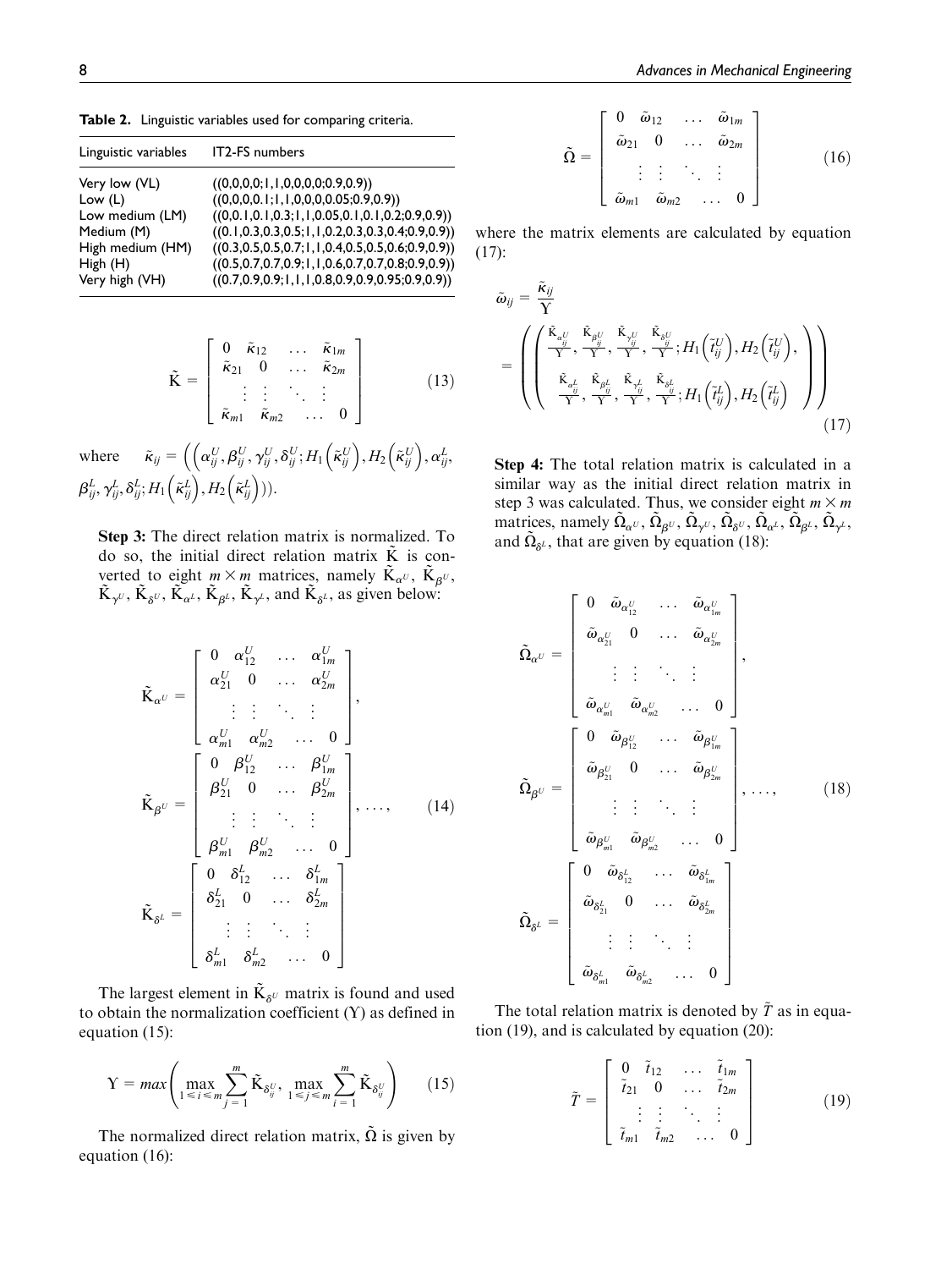**Table 2.** Linguistic variables used for comparing criteria.

| Linguistic variables | IT2-FS numbers |
|---|---|
| Very low (VL) | ((0,0,0,0;1,1,0,0,0,0;0.9,0.9)) |
| Low (L) | ((0,0,0,0.1;1,1,0,0,0,0.05;0.9,0.9)) |
| Low medium (LM) | ((0,0.1,0.1,0.3;1,1,0.05,0.1,0.1,0.2;0.9,0.9)) |
| Medium (M) | ((0.1,0.3,0.3,0.5;1,1,0.2,0.3,0.3,0.4;0.9,0.9)) |
| High medium (HM) | ((0.3,0.5,0.5,0.7;1,1,0.4,0.5,0.5,0.6;0.9,0.9)) |
| High (H) | ((0.5,0.7,0.7,0.9;1,1,0.6,0.7,0.7,0.8;0.9,0.9)) |
| Very high (VH) | ((0.7,0.9,0.9,1;1,1,0.8,0.9,0.9,0.95;0.9,0.9)) |

$$\tilde{\mathrm{K}} = \begin{bmatrix} 0 & \tilde{\kappa}_{12} & \dots & \tilde{\kappa}_{1m} \\ \tilde{\kappa}_{21} & 0 & \dots & \tilde{\kappa}_{2m} \\ \vdots & \vdots & \ddots & \vdots \\ \tilde{\kappa}_{m1} & \tilde{\kappa}_{m2} & \dots & 0 \end{bmatrix} \tag{13}$$

where $\tilde{\kappa}_{ij} = \left(\left(\alpha_{ij}^U, \beta_{ij}^U, \gamma_{ij}^U, \delta_{ij}^U; H_1\left(\tilde{\kappa}_{ij}^U\right), H_2\left(\tilde{\kappa}_{ij}^U\right), \alpha_{ij}^L, \beta_{ij}^L, \gamma_{ij}^L, \delta_{ij}^L; H_1\left(\tilde{\kappa}_{ij}^L\right), H_2\left(\tilde{\kappa}_{ij}^L\right)\right)\right)$.

**Step 3:** The direct relation matrix is normalized. To do so, the initial direct relation matrix $\tilde{\mathrm{K}}$ is converted to eight $m \times m$ matrices, namely $\tilde{\mathrm{K}}_{\alpha^U}$, $\tilde{\mathrm{K}}_{\beta^U}$, $\tilde{\mathrm{K}}_{\gamma^U}$, $\tilde{\mathrm{K}}_{\delta^U}$, $\tilde{\mathrm{K}}_{\alpha^L}$, $\tilde{\mathrm{K}}_{\beta^L}$, $\tilde{\mathrm{K}}_{\gamma^L}$, and $\tilde{\mathrm{K}}_{\delta^L}$, as given below:

$$\tilde{\mathrm{K}}_{\alpha^U} = \begin{bmatrix} 0 & \alpha_{12}^U & \dots & \alpha_{1m}^U \\ \alpha_{21}^U & 0 & \dots & \alpha_{2m}^U \\ \vdots & \vdots & \ddots & \vdots \\ \alpha_{m1}^U & \alpha_{m2}^U & \dots & 0 \end{bmatrix}, \quad \tilde{\mathrm{K}}_{\beta^U} = \begin{bmatrix} 0 & \beta_{12}^U & \dots & \beta_{1m}^U \\ \beta_{21}^U & 0 & \dots & \beta_{2m}^U \\ \vdots & \vdots & \ddots & \vdots \\ \beta_{m1}^U & \beta_{m2}^U & \dots & 0 \end{bmatrix}, \dots, \quad \tilde{\mathrm{K}}_{\delta^L} = \begin{bmatrix} 0 & \delta_{12}^L & \dots & \delta_{1m}^L \\ \delta_{21}^L & 0 & \dots & \delta_{2m}^L \\ \vdots & \vdots & \ddots & \vdots \\ \delta_{m1}^L & \delta_{m2}^L & \dots & 0 \end{bmatrix} \tag{14}$$

The largest element in $\tilde{\mathrm{K}}_{\delta^U}$ matrix is found and used to obtain the normalization coefficient ($\Upsilon$) as defined in equation (15):

$$\Upsilon = max\left(\max_{1 \leqslant i \leqslant m} \sum_{j=1}^{m} \tilde{\mathrm{K}}_{\delta_{ij}^U}, \max_{1 \leqslant j \leqslant m} \sum_{i=1}^{m} \tilde{\mathrm{K}}_{\delta_{ij}^U}\right) \tag{15}$$

The normalized direct relation matrix, $\tilde{\Omega}$ is given by equation (16):

$$\tilde{\Omega} = \begin{bmatrix} 0 & \tilde{\omega}_{12} & \dots & \tilde{\omega}_{1m} \\ \tilde{\omega}_{21} & 0 & \dots & \tilde{\omega}_{2m} \\ \vdots & \vdots & \ddots & \vdots \\ \tilde{\omega}_{m1} & \tilde{\omega}_{m2} & \dots & 0 \end{bmatrix} \tag{16}$$

where the matrix elements are calculated by equation (17):

$$\tilde{\omega}_{ij} = \frac{\tilde{\kappa}_{ij}}{\Upsilon} = \left(\left(\frac{\tilde{\mathrm{K}}_{\alpha_{ij}^U}}{\Upsilon}, \frac{\tilde{\mathrm{K}}_{\beta_{ij}^U}}{\Upsilon}, \frac{\tilde{\mathrm{K}}_{\gamma_{ij}^U}}{\Upsilon}, \frac{\tilde{\mathrm{K}}_{\delta_{ij}^U}}{\Upsilon}; H_1\left(\tilde{t}_{ij}^U\right), H_2\left(\tilde{t}_{ij}^U\right), \frac{\tilde{\mathrm{K}}_{\alpha_{ij}^L}}{\Upsilon}, \frac{\tilde{\mathrm{K}}_{\beta_{ij}^L}}{\Upsilon}, \frac{\tilde{\mathrm{K}}_{\gamma_{ij}^L}}{\Upsilon}, \frac{\tilde{\mathrm{K}}_{\delta_{ij}^L}}{\Upsilon}; H_1\left(\tilde{t}_{ij}^L\right), H_2\left(\tilde{t}_{ij}^L\right)\right)\right) \tag{17}$$

**Step 4:** The total relation matrix is calculated in a similar way as the initial direct relation matrix in step 3 was calculated. Thus, we consider eight $m \times m$ matrices, namely $\tilde{\Omega}_{\alpha^U}$, $\tilde{\Omega}_{\beta^U}$, $\tilde{\Omega}_{\gamma^U}$, $\tilde{\Omega}_{\delta^U}$, $\tilde{\Omega}_{\alpha^L}$, $\tilde{\Omega}_{\beta^L}$, $\tilde{\Omega}_{\gamma^L}$, and $\tilde{\Omega}_{\delta^L}$, that are given by equation (18):

$$\tilde{\Omega}_{\alpha^U} = \begin{bmatrix} 0 & \tilde{\omega}_{\alpha_{12}^U} & \dots & \tilde{\omega}_{\alpha_{1m}^U} \\ \tilde{\omega}_{\alpha_{21}^U} & 0 & \dots & \tilde{\omega}_{\alpha_{2m}^U} \\ \vdots & \vdots & \ddots & \vdots \\ \tilde{\omega}_{\alpha_{m1}^U} & \tilde{\omega}_{\alpha_{m2}^U} & \dots & 0 \end{bmatrix}, \quad \tilde{\Omega}_{\beta^U} = \begin{bmatrix} 0 & \tilde{\omega}_{\beta_{12}^U} & \dots & \tilde{\omega}_{\beta_{1m}^U} \\ \tilde{\omega}_{\beta_{21}^U} & 0 & \dots & \tilde{\omega}_{\beta_{2m}^U} \\ \vdots & \vdots & \ddots & \vdots \\ \tilde{\omega}_{\beta_{m1}^U} & \tilde{\omega}_{\beta_{m2}^U} & \dots & 0 \end{bmatrix}, \dots, \quad \tilde{\Omega}_{\delta^L} = \begin{bmatrix} 0 & \tilde{\omega}_{\delta_{12}^L} & \dots & \tilde{\omega}_{\delta_{1m}^L} \\ \tilde{\omega}_{\delta_{21}^L} & 0 & \dots & \tilde{\omega}_{\delta_{2m}^L} \\ \vdots & \vdots & \ddots & \vdots \\ \tilde{\omega}_{\delta_{m1}^L} & \tilde{\omega}_{\delta_{m2}^L} & \dots & 0 \end{bmatrix} \tag{18}$$

The total relation matrix is denoted by $\tilde{T}$ as in equation (19), and is calculated by equation (20):

$$\tilde{T} = \begin{bmatrix} 0 & \tilde{t}_{12} & \dots & \tilde{t}_{1m} \\ \tilde{t}_{21} & 0 & \dots & \tilde{t}_{2m} \\ \vdots & \vdots & \ddots & \vdots \\ \tilde{t}_{m1} & \tilde{t}_{m2} & \dots & 0 \end{bmatrix} \tag{19}$$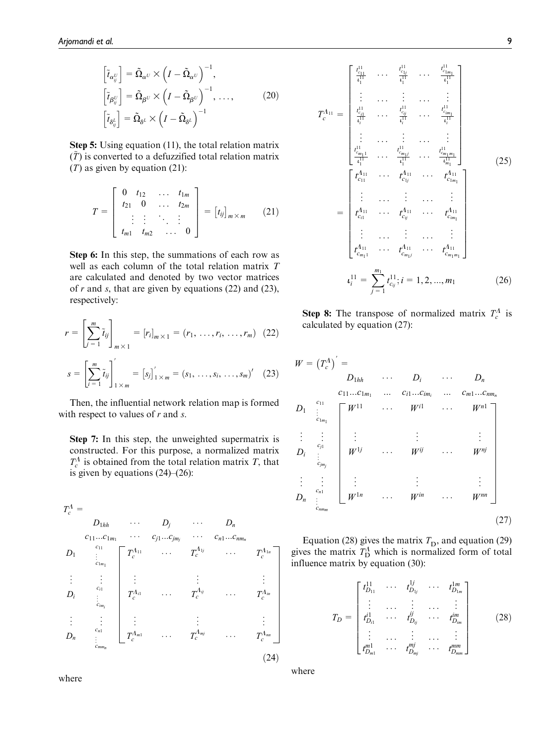$$\left[\tilde{t}_{\alpha^U_{ij}}\right] = \tilde{\Omega}_{\alpha^U} \times \left(I - \tilde{\Omega}_{\alpha^U}\right)^{-1},$$
$$\left[\tilde{t}_{\beta^U_{ij}}\right] = \tilde{\Omega}_{\beta^U} \times \left(I - \tilde{\Omega}_{\beta^U}\right)^{-1}, \ldots, \tag{20}$$
$$\left[\tilde{t}_{\delta^L_{ij}}\right] = \tilde{\Omega}_{\delta^L} \times \left(I - \tilde{\Omega}_{\delta^L}\right)^{-1}$$

**Step 5:** Using equation (11), the total relation matrix ($\tilde{T}$) is converted to a defuzzified total relation matrix ($T$) as given by equation (21):

$$T = \begin{bmatrix} 0 & t_{12} & \ldots & t_{1m} \\ t_{21} & 0 & \ldots & t_{2m} \\ \vdots & \vdots & \ddots & \vdots \\ t_{m1} & t_{m2} & \ldots & 0 \end{bmatrix} = \left[t_{ij}\right]_{m \times m} \tag{21}$$

**Step 6:** In this step, the summations of each row as well as each column of the total relation matrix $T$ are calculated and denoted by two vector matrices of $r$ and $s$, that are given by equations (22) and (23), respectively:

$$r = \left[\sum_{j=1}^{m} \tilde{t}_{ij}\right]_{m \times 1} = [r_i]_{m \times 1} = (r_1, \ldots, r_i, \ldots, r_m) \tag{22}$$

$$s = \left[\sum_{i=1}^{m} \tilde{t}_{ij}\right]'_{1 \times m} = \left[s_j\right]'_{1 \times m} = (s_1, \ldots, s_i, \ldots, s_m)' \tag{23}$$

Then, the influential network relation map is formed with respect to values of $r$ and $s$.

**Step 7:** In this step, the unweighted supermatrix is constructed. For this purpose, a normalized matrix $T_c^{\Lambda}$ is obtained from the total relation matrix $T$, that is given by equations (24)–(26):

$$T_c^{\Lambda} = \begin{array}{cc} & \begin{array}{ccccc} D_{1hh} & \cdots & D_j & \cdots & D_n \\ c_{11}\ldots c_{1m_1} & \cdots & c_{j1}\ldots c_{jm_j} & \cdots & c_{n1}\ldots c_{nm_n} \end{array} \\ \begin{array}{cc} D_1 & \begin{array}{c} c_{11} \\ \vdots \\ c_{1m_1} \end{array} \\ \vdots & \vdots \\ D_i & \begin{array}{c} c_{i1} \\ \vdots \\ c_{im_i} \end{array} \\ \vdots & \vdots \\ D_n & \begin{array}{c} c_{n1} \\ \vdots \\ c_{mm_n} \end{array} \end{array} & \begin{bmatrix} T_c^{\Lambda_{11}} & \cdots & T_c^{\Lambda_{1j}} & \cdots & T_c^{\Lambda_{1n}} \\ \vdots & & \vdots & & \vdots \\ T_c^{\Lambda_{i1}} & \cdots & T_c^{\Lambda_{ij}} & \cdots & T_c^{\Lambda_{in}} \\ \vdots & & \vdots & & \vdots \\ T_c^{\Lambda_{m1}} & \cdots & T_c^{\Lambda_{mj}} & \cdots & T_c^{\Lambda_{mn}} \end{bmatrix} \end{array} \tag{24}$$

where

$$T_c^{\Lambda_{11}} = \begin{bmatrix} \frac{t_{c_{11}}^{11}}{\iota_1^{11}} & \cdots & \frac{t_{c_{1j}}^{11}}{\iota_1^{11}} & \cdots & \frac{t_{c_{1m_1}}^{11}}{\iota_1^{11}} \\ \vdots & \cdots & \vdots & \cdots & \vdots \\ \frac{t_{c_{i1}}^{11}}{\iota_i^{11}} & \cdots & \frac{t_{c_{ij}}^{11}}{\iota_i^{11}} & \cdots & \frac{t_{c_{im_1}}^{11}}{\iota_i^{11}} \\ \vdots & \cdots & \vdots & \cdots & \vdots \\ \frac{t_{c_{m_1 1}}^{11}}{\iota_1^{11}} & \cdots & \frac{t_{c_{m_1 j}}^{11}}{\iota_1^{11}} & \cdots & \frac{t_{c_{m_1 m_1}}^{11}}{\iota_{m_1}^{11}} \end{bmatrix} = \begin{bmatrix} t_{c_{11}}^{\Lambda_{11}} & \cdots & t_{c_{1j}}^{\Lambda_{11}} & \cdots & t_{c_{1m_1}}^{\Lambda_{11}} \\ \vdots & \cdots & \vdots & \cdots & \vdots \\ t_{c_{i1}}^{\Lambda_{11}} & \cdots & t_{c_{ij}}^{\Lambda_{11}} & \cdots & t_{c_{im_1}}^{\Lambda_{11}} \\ \vdots & \cdots & \vdots & \cdots & \vdots \\ t_{c_{m_1 1}}^{\Lambda_{11}} & \cdots & t_{c_{m_1 j}}^{\Lambda_{11}} & \cdots & t_{c_{m_1 m_1}}^{\Lambda_{11}} \end{bmatrix} \tag{25}$$

$$\iota_i^{11} = \sum_{j=1}^{m_1} t_{c_{ij}}^{11}; i = 1, 2, \ldots, m_1 \tag{26}$$

**Step 8:** The transpose of normalized matrix $T_c^{\Lambda}$ is calculated by equation (27):

$$W = \left(T_c^{\Lambda}\right)' = \begin{array}{cc} & \begin{array}{ccccc} D_{1hh} & \cdots & D_i & \cdots & D_n \\ c_{11}\ldots c_{1m_1} & \ldots & c_{i1}\ldots c_{im_i} & \ldots & c_{m1}\ldots c_{nm_n} \end{array} \\ \begin{array}{cc} D_1 & \begin{array}{c} c_{11} \\ \vdots \\ c_{1m_1} \end{array} \\ \vdots & \vdots \\ D_i & \begin{array}{c} c_{j1} \\ \vdots \\ c_{jm_j} \end{array} \\ \vdots & \vdots \\ D_n & \begin{array}{c} c_{n1} \\ \vdots \\ c_{nm_m} \end{array} \end{array} & \begin{bmatrix} W^{11} & \cdots & W^{i1} & \cdots & W^{n1} \\ \vdots & & \vdots & & \vdots \\ W^{1j} & \cdots & W^{ij} & \cdots & W^{nj} \\ \vdots & & \vdots & & \vdots \\ W^{1n} & \cdots & W^{in} & \cdots & W^{nn} \end{bmatrix} \end{array} \tag{27}$$

Equation (28) gives the matrix $T_D$, and equation (29) gives the matrix $T_D^{\Lambda}$ which is normalized form of total influence matrix by equation (30):

$$T_D = \begin{bmatrix} t_{D_{11}}^{11} & \cdots & t_{D_{1j}}^{1j} & \cdots & t_{D_{1m}}^{1m} \\ \vdots & \cdots & \vdots & \cdots & \vdots \\ t_{D_{i1}}^{i1} & \cdots & t_{D_{ij}}^{ij} & \cdots & t_{D_{im}}^{im} \\ \vdots & \cdots & \vdots & \cdots & \vdots \\ t_{D_{m1}}^{m1} & \cdots & t_{D_{mj}}^{mj} & \cdots & t_{D_{mm}}^{mm} \end{bmatrix} \tag{28}$$

where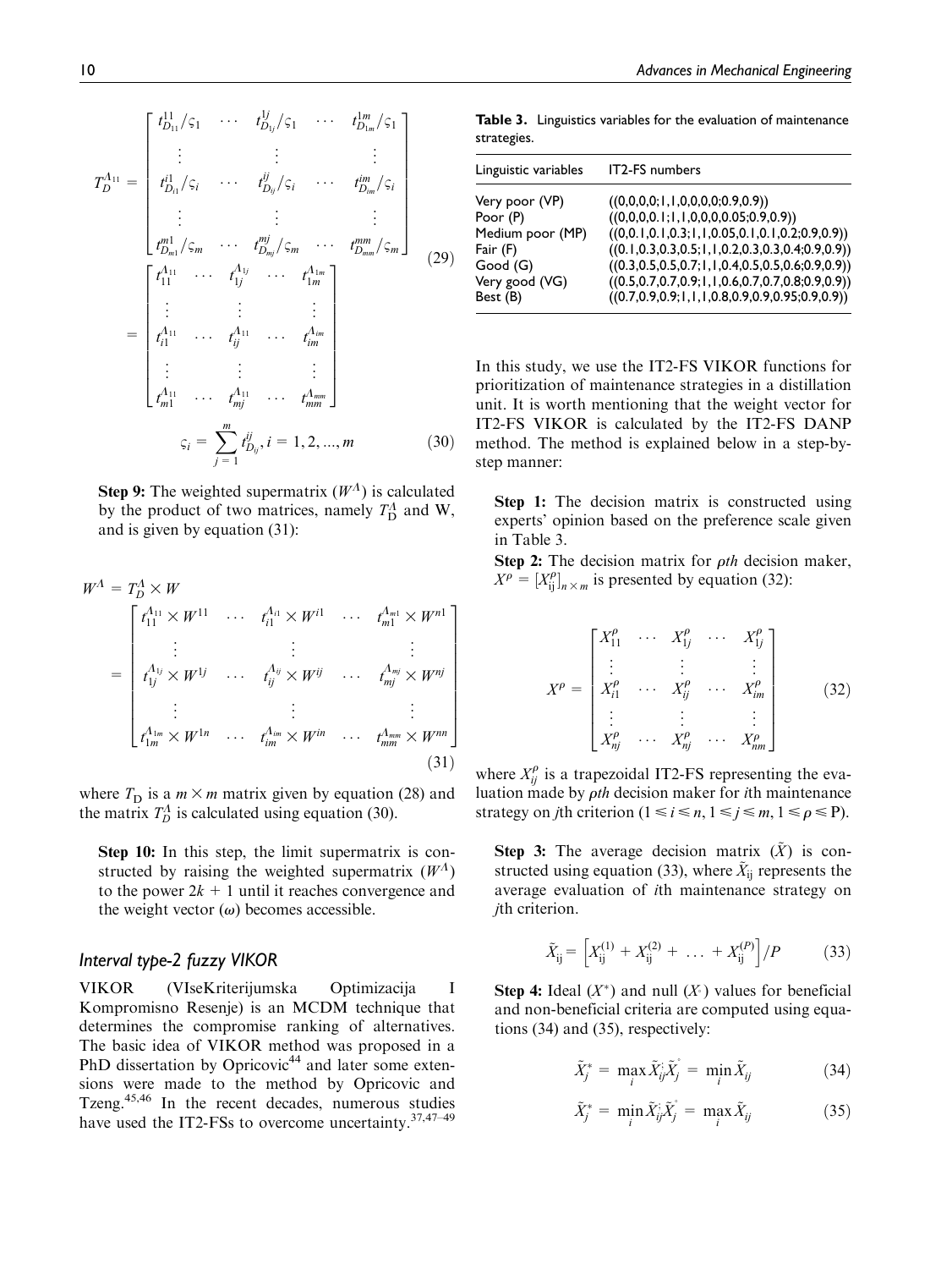$$T_D^{\Lambda_{11}} = \begin{bmatrix} t_{D_{11}}^{11}/\varsigma_1 & \cdots & t_{D_{1j}}^{1j}/\varsigma_1 & \cdots & t_{D_{1m}}^{1m}/\varsigma_1 \\ \vdots & & \vdots & & \vdots \\ t_{D_{i1}}^{i1}/\varsigma_i & \cdots & t_{D_{ij}}^{ij}/\varsigma_i & \cdots & t_{D_{im}}^{im}/\varsigma_i \\ \vdots & & \vdots & & \vdots \\ t_{D_{m1}}^{m1}/\varsigma_m & \cdots & t_{D_{mj}}^{mj}/\varsigma_m & \cdots & t_{D_{mm}}^{mm}/\varsigma_m \end{bmatrix} = \begin{bmatrix} t_{11}^{\Lambda_{11}} & \cdots & t_{1j}^{\Lambda_{1j}} & \cdots & t_{1m}^{\Lambda_{1m}} \\ \vdots & & \vdots & & \vdots \\ t_{i1}^{\Lambda_{11}} & \cdots & t_{ij}^{\Lambda_{11}} & \cdots & t_{im}^{\Lambda_{im}} \\ \vdots & & \vdots & & \vdots \\ t_{m1}^{\Lambda_{11}} & \cdots & t_{mj}^{\Lambda_{11}} & \cdots & t_{mm}^{\Lambda_{mm}} \end{bmatrix} \tag{29}$$

$$\varsigma_i = \sum_{j=1}^{m} t_{D_{ij}}^{ij}, i = 1, 2, ..., m \tag{30}$$

**Step 9:** The weighted supermatrix ($W^{\Lambda}$) is calculated by the product of two matrices, namely $T_D^{\Lambda}$ and W, and is given by equation (31):

$$W^{\Lambda} = T_D^{\Lambda} \times W = \begin{bmatrix} t_{11}^{\Lambda_{11}} \times W^{11} & \cdots & t_{i1}^{\Lambda_{i1}} \times W^{i1} & \cdots & t_{m1}^{\Lambda_{m1}} \times W^{n1} \\ \vdots & & \vdots & & \vdots \\ t_{1j}^{\Lambda_{1j}} \times W^{1j} & \cdots & t_{ij}^{\Lambda_{ij}} \times W^{ij} & \cdots & t_{mj}^{\Lambda_{mj}} \times W^{nj} \\ \vdots & & \vdots & & \vdots \\ t_{1m}^{\Lambda_{1m}} \times W^{1n} & \cdots & t_{im}^{\Lambda_{im}} \times W^{in} & \cdots & t_{mm}^{\Lambda_{mm}} \times W^{nn} \end{bmatrix} \tag{31}$$

where $T_D$ is a $m \times m$ matrix given by equation (28) and the matrix $T_D^{\Lambda}$ is calculated using equation (30).

**Step 10:** In this step, the limit supermatrix is constructed by raising the weighted supermatrix ($W^{\Lambda}$) to the power $2k + 1$ until it reaches convergence and the weight vector ($\omega$) becomes accessible.

### Interval type-2 fuzzy VIKOR

VIKOR (VIseKriterijumska Optimizacija I Kompromisno Resenje) is an MCDM technique that determines the compromise ranking of alternatives. The basic idea of VIKOR method was proposed in a PhD dissertation by Opricovic[44] and later some extensions were made to the method by Opricovic and Tzeng.[45,46] In the recent decades, numerous studies have used the IT2-FSs to overcome uncertainty.[37,47–49]

**Table 3.** Linguistics variables for the evaluation of maintenance strategies.

| Linguistic variables | IT2-FS numbers |
|---|---|
| Very poor (VP) | ((0,0,0,0;1,1,0,0,0,0;0.9,0.9)) |
| Poor (P) | ((0,0,0,0.1;1,1,0,0,0,0.05;0.9,0.9)) |
| Medium poor (MP) | ((0,0.1,0.1,0.3;1,1,0.05,0.1,0.1,0.2;0.9,0.9)) |
| Fair (F) | ((0.1,0.3,0.3,0.5;1,1,0.2,0.3,0.3,0.4;0.9,0.9)) |
| Good (G) | ((0.3,0.5,0.5,0.7;1,1,0.4,0.5,0.5,0.6;0.9,0.9)) |
| Very good (VG) | ((0.5,0.7,0.7,0.9;1,1,0.6,0.7,0.7,0.8;0.9,0.9)) |
| Best (B) | ((0.7,0.9,0.9,1;1,1,0.8,0.9,0.9,0.95;0.9,0.9)) |

In this study, we use the IT2-FS VIKOR functions for prioritization of maintenance strategies in a distillation unit. It is worth mentioning that the weight vector for IT2-FS VIKOR is calculated by the IT2-FS DANP method. The method is explained below in a step-by-step manner:

**Step 1:** The decision matrix is constructed using experts' opinion based on the preference scale given in Table 3.

**Step 2:** The decision matrix for $\rho th$ decision maker, $X^{\rho} = [X_{ij}^{\rho}]_{n \times m}$ is presented by equation (32):

$$X^{\rho} = \begin{bmatrix} X_{11}^{\rho} & \cdots & X_{1j}^{\rho} & \cdots & X_{1j}^{\rho} \\ \vdots & & \vdots & & \vdots \\ X_{i1}^{\rho} & \cdots & X_{ij}^{\rho} & \cdots & X_{im}^{\rho} \\ \vdots & & \vdots & & \vdots \\ X_{nj}^{\rho} & \cdots & X_{nj}^{\rho} & \cdots & X_{nm}^{\rho} \end{bmatrix} \tag{32}$$

where $X_{ij}^{\rho}$ is a trapezoidal IT2-FS representing the evaluation made by $\rho th$ decision maker for $i$th maintenance strategy on $j$th criterion ($1 \leq i \leq n, 1 \leq j \leq m, 1 \leq \rho \leq$ P).

**Step 3:** The average decision matrix ($\tilde{X}$) is constructed using equation (33), where $\tilde{X}_{ij}$ represents the average evaluation of $i$th maintenance strategy on $j$th criterion.

$$\tilde{X}_{ij} = \left[X_{ij}^{(1)} + X_{ij}^{(2)} + \ldots + X_{ij}^{(P)}\right]/P \tag{33}$$

**Step 4:** Ideal ($X^*$) and null ($X^{\circ}$) values for beneficial and non-beneficial criteria are computed using equations (34) and (35), respectively:

$$\tilde{X}_j^* = \max_i \tilde{X}_{ij}; \tilde{X}_j^{\circ} = \min_i \tilde{X}_{ij} \tag{34}$$

$$\tilde{X}_j^* = \min_i \tilde{X}_{ij}; \tilde{X}_j^{\circ} = \max_i \tilde{X}_{ij} \tag{35}$$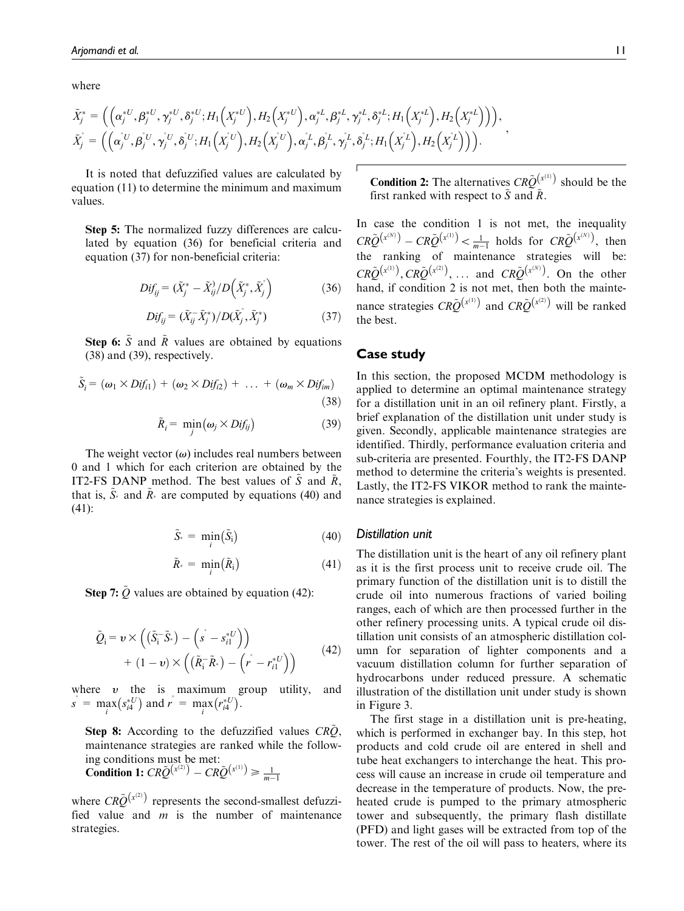where

$$\tilde{X}_j^* = \left( \left( \alpha_j^{*U}, \beta_j^{*U}, \gamma_j^{*U}, \delta_j^{*U}; H_1\left(X_j^{*U}\right), H_2\left(X_j^{*U}\right), \alpha_j^{*L}, \beta_j^{*L}, \gamma_j^{*L}, \delta_j^{*L}; H_1\left(X_j^{*L}\right), H_2\left(X_j^{*L}\right) \right) \right),$$
$$\tilde{X}_j^{\circ} = \left( \left( \alpha_j^{\circ U}, \beta_j^{\circ U}, \gamma_j^{\circ U}, \delta_j^{\circ U}; H_1\left(X_j^{\circ U}\right), H_2\left(X_j^{\circ U}\right), \alpha_j^{\circ L}, \beta_j^{\circ L}, \gamma_j^{\circ L}, \delta_j^{\circ L}; H_1\left(X_j^{\circ L}\right), H_2\left(X_j^{\circ L}\right) \right) \right).$$

It is noted that defuzzified values are calculated by equation (11) to determine the minimum and maximum values.

**Step 5:** The normalized fuzzy differences are calculated by equation (36) for beneficial criteria and equation (37) for non-beneficial criteria:

$$Dif_{ij} = (\tilde{X}_j^* - \tilde{X}_{ij}) / D\left(\tilde{X}_j^*, \tilde{X}_j^{\circ}\right) \tag{36}$$

$$Dif_{ij} = (\tilde{X}_{ij} - \tilde{X}_j^*) / D(\tilde{X}_j^{\circ}, \tilde{X}_j^*) \tag{37}$$

**Step 6:** $\tilde{S}$ and $\tilde{R}$ values are obtained by equations (38) and (39), respectively.

$$\tilde{S}_i = (\omega_1 \times Dif_{i1}) + (\omega_2 \times Dif_{i2}) + \ldots + (\omega_m \times Dif_{im}) \tag{38}$$

$$\tilde{R}_i = \min_j \left(\omega_j \times Dif_{ij}\right) \tag{39}$$

The weight vector ($\omega$) includes real numbers between 0 and 1 which for each criterion are obtained by the IT2-FS DANP method. The best values of $\tilde{S}$ and $\tilde{R}$, that is, $\tilde{S}_*$ and $\tilde{R}_*$ are computed by equations (40) and (41):

$$\tilde{S}_* = \min_i \left(\tilde{S}_i\right) \tag{40}$$

$$\tilde{R}_* = \min_i \left(\tilde{R}_i\right) \tag{41}$$

**Step 7:** $\tilde{Q}$ values are obtained by equation (42):

$$\tilde{Q}_i = \upsilon \times \left( \left(\tilde{S}_i - \tilde{S}_*\right) - \left(s^{\circ} - s_{i1}^{*U}\right) \right) + (1 - \upsilon) \times \left( \left(\tilde{R}_i - \tilde{R}_*\right) - \left(r^{\circ} - r_{i1}^{*U}\right) \right) \tag{42}$$

where $\upsilon$ the is maximum group utility, and $s^{\circ} = \max_i \left(s_{i4}^{*U}\right)$ and $r^{\circ} = \max_i \left(r_{i4}^{*U}\right)$.

**Step 8:** According to the defuzzified values $CR\tilde{Q}$, maintenance strategies are ranked while the following conditions must be met:
**Condition 1:** $CR\tilde{Q}^{\left(x^{(2)}\right)} - CR\tilde{Q}^{\left(x^{(1)}\right)} \geq \frac{1}{m-1}$

where $CR\tilde{Q}^{\left(x^{(2)}\right)}$ represents the second-smallest defuzzified value and $m$ is the number of maintenance strategies.

**Condition 2:** The alternatives $CR\tilde{Q}^{\left(x^{(1)}\right)}$ should be the first ranked with respect to $\tilde{S}$ and $\tilde{R}$.

In case the condition 1 is not met, the inequality $CR\tilde{Q}^{\left(x^{(N)}\right)} - CR\tilde{Q}^{\left(x^{(1)}\right)} < \frac{1}{m-1}$ holds for $CR\tilde{Q}^{\left(x^{(N)}\right)}$, then the ranking of maintenance strategies will be: $CR\tilde{Q}^{\left(x^{(1)}\right)}, CR\tilde{Q}^{\left(x^{(2)}\right)}, \ldots$ and $CR\tilde{Q}^{\left(x^{(N)}\right)}$. On the other hand, if condition 2 is not met, then both the maintenance strategies $CR\tilde{Q}^{\left(x^{(1)}\right)}$ and $CR\tilde{Q}^{\left(x^{(2)}\right)}$ will be ranked the best.

## Case study

In this section, the proposed MCDM methodology is applied to determine an optimal maintenance strategy for a distillation unit in an oil refinery plant. Firstly, a brief explanation of the distillation unit under study is given. Secondly, applicable maintenance strategies are identified. Thirdly, performance evaluation criteria and sub-criteria are presented. Fourthly, the IT2-FS DANP method to determine the criteria's weights is presented. Lastly, the IT2-FS VIKOR method to rank the maintenance strategies is explained.

### Distillation unit

The distillation unit is the heart of any oil refinery plant as it is the first process unit to receive crude oil. The primary function of the distillation unit is to distill the crude oil into numerous fractions of varied boiling ranges, each of which are then processed further in the other refinery processing units. A typical crude oil distillation unit consists of an atmospheric distillation column for separation of lighter components and a vacuum distillation column for further separation of hydrocarbons under reduced pressure. A schematic illustration of the distillation unit under study is shown in Figure 3.

The first stage in a distillation unit is pre-heating, which is performed in exchanger bay. In this step, hot products and cold crude oil are entered in shell and tube heat exchangers to interchange the heat. This process will cause an increase in crude oil temperature and decrease in the temperature of products. Now, the pre-heated crude is pumped to the primary atmospheric tower and subsequently, the primary flash distillate (PFD) and light gases will be extracted from top of the tower. The rest of the oil will pass to heaters, where its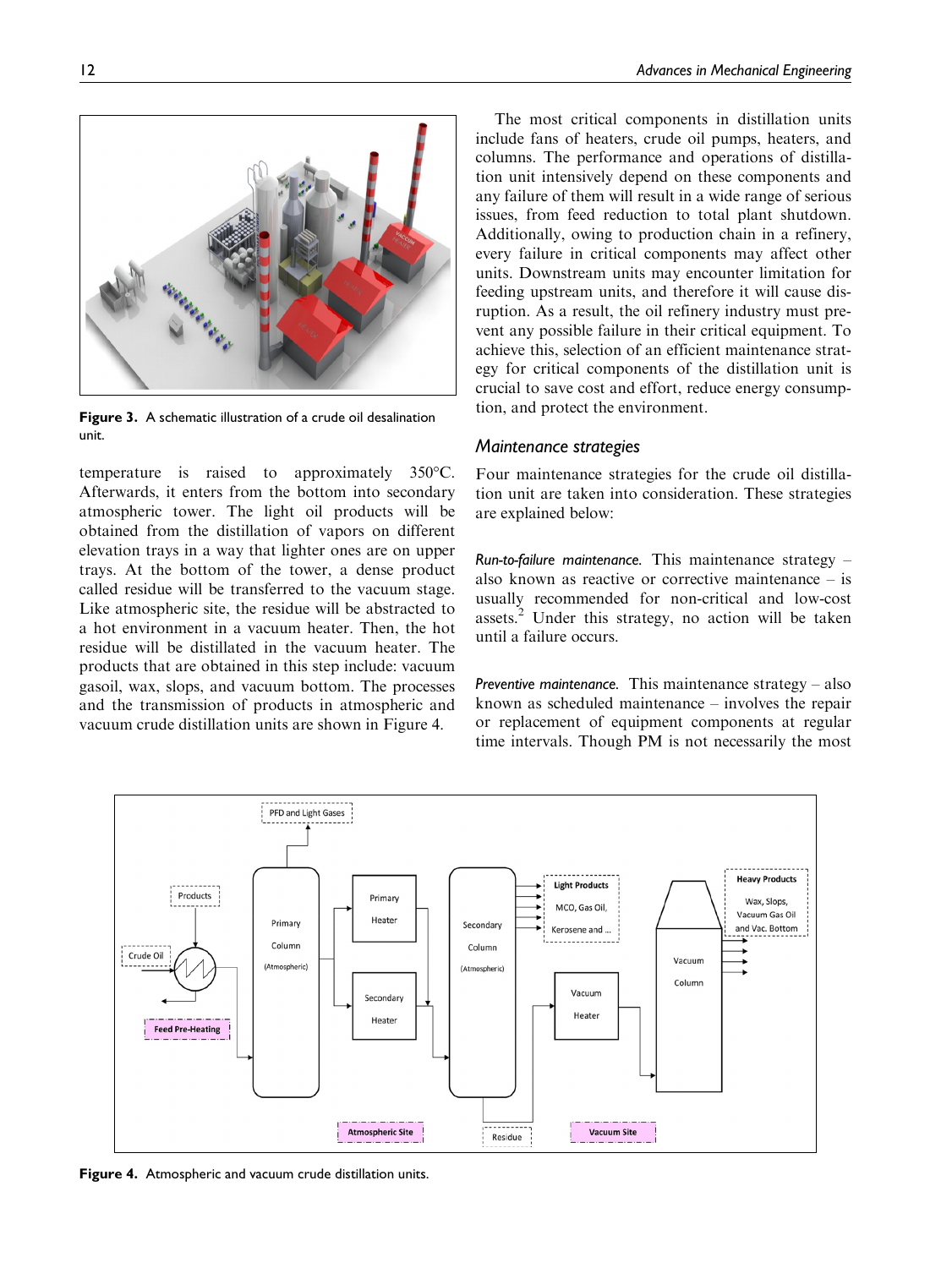Figure 3. A schematic illustration of a crude oil desalination unit.

temperature is raised to approximately 350°C. Afterwards, it enters from the bottom into secondary atmospheric tower. The light oil products will be obtained from the distillation of vapors on different elevation trays in a way that lighter ones are on upper trays. At the bottom of the tower, a dense product called residue will be transferred to the vacuum stage. Like atmospheric site, the residue will be abstracted to a hot environment in a vacuum heater. Then, the hot residue will be distilled in the vacuum heater. The products that are obtained in this step include: vacuum gasoil, wax, slops, and vacuum bottom. The processes and the transmission of products in atmospheric and vacuum crude distillation units are shown in Figure 4.

The most critical components in distillation units include fans of heaters, crude oil pumps, heaters, and columns. The performance and operations of distillation unit intensively depend on these components and any failure of them will result in a wide range of serious issues, from feed reduction to total plant shutdown. Additionally, owing to production chain in a refinery, every failure in critical components may affect other units. Downstream units may encounter limitation for feeding upstream units, and therefore it will cause disruption. As a result, the oil refinery industry must prevent any possible failure in their critical equipment. To achieve this, selection of an efficient maintenance strategy for critical components of the distillation unit is crucial to save cost and effort, reduce energy consumption, and protect the environment.

## Maintenance strategies

Four maintenance strategies for the crude oil distillation unit are taken into consideration. These strategies are explained below:

*Run-to-failure maintenance.* This maintenance strategy – also known as reactive or corrective maintenance – is usually recommended for non-critical and low-cost assets.[2] Under this strategy, no action will be taken until a failure occurs.

*Preventive maintenance.* This maintenance strategy – also known as scheduled maintenance – involves the repair or replacement of equipment components at regular time intervals. Though PM is not necessarily the most

Figure 4. Atmospheric and vacuum crude distillation units.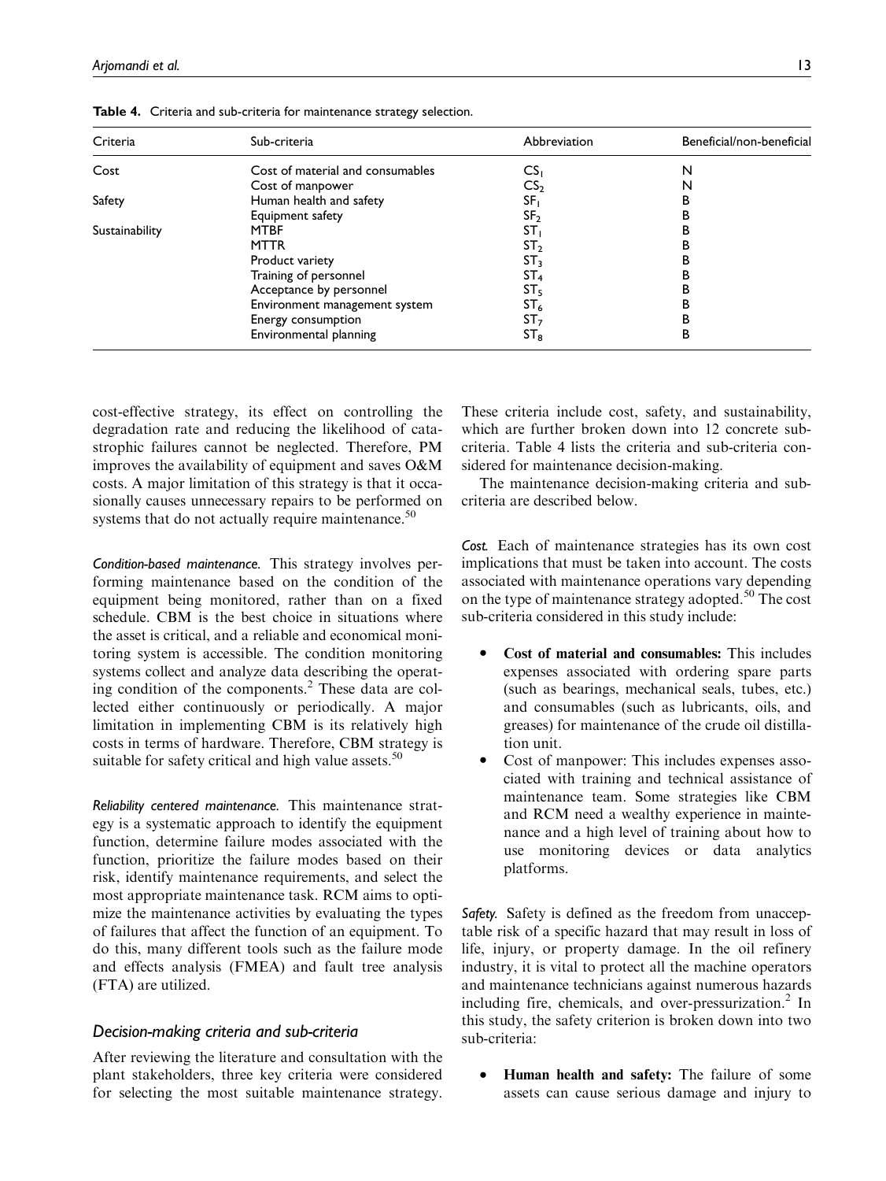**Table 4.** Criteria and sub-criteria for maintenance strategy selection.

| Criteria | Sub-criteria | Abbreviation | Beneficial/non-beneficial |
|---|---|---|---|
| Cost | Cost of material and consumables | $CS_1$ | N |
| | Cost of manpower | $CS_2$ | N |
| Safety | Human health and safety | $SF_1$ | B |
| | Equipment safety | $SF_2$ | B |
| Sustainability | MTBF | $ST_1$ | B |
| | MTTR | $ST_2$ | B |
| | Product variety | $ST_3$ | B |
| | Training of personnel | $ST_4$ | B |
| | Acceptance by personnel | $ST_5$ | B |
| | Environment management system | $ST_6$ | B |
| | Energy consumption | $ST_7$ | B |
| | Environmental planning | $ST_8$ | B |

cost-effective strategy, its effect on controlling the degradation rate and reducing the likelihood of catastrophic failures cannot be neglected. Therefore, PM improves the availability of equipment and saves O&M costs. A major limitation of this strategy is that it occasionally causes unnecessary repairs to be performed on systems that do not actually require maintenance.[50]

*Condition-based maintenance.* This strategy involves performing maintenance based on the condition of the equipment being monitored, rather than on a fixed schedule. CBM is the best choice in situations where the asset is critical, and a reliable and economical monitoring system is accessible. The condition monitoring systems collect and analyze data describing the operating condition of the components.[2] These data are collected either continuously or periodically. A major limitation in implementing CBM is its relatively high costs in terms of hardware. Therefore, CBM strategy is suitable for safety critical and high value assets.[50]

*Reliability centered maintenance.* This maintenance strategy is a systematic approach to identify the equipment function, determine failure modes associated with the function, prioritize the failure modes based on their risk, identify maintenance requirements, and select the most appropriate maintenance task. RCM aims to optimize the maintenance activities by evaluating the types of failures that affect the function of an equipment. To do this, many different tools such as the failure mode and effects analysis (FMEA) and fault tree analysis (FTA) are utilized.

### Decision-making criteria and sub-criteria

After reviewing the literature and consultation with the plant stakeholders, three key criteria were considered for selecting the most suitable maintenance strategy. These criteria include cost, safety, and sustainability, which are further broken down into 12 concrete sub-criteria. Table 4 lists the criteria and sub-criteria considered for maintenance decision-making.

The maintenance decision-making criteria and sub-criteria are described below.

*Cost.* Each of maintenance strategies has its own cost implications that must be taken into account. The costs associated with maintenance operations vary depending on the type of maintenance strategy adopted.[50] The cost sub-criteria considered in this study include:

- **Cost of material and consumables:** This includes expenses associated with ordering spare parts (such as bearings, mechanical seals, tubes, etc.) and consumables (such as lubricants, oils, and greases) for maintenance of the crude oil distillation unit.
- Cost of manpower: This includes expenses associated with training and technical assistance of maintenance team. Some strategies like CBM and RCM need a wealthy experience in maintenance and a high level of training about how to use monitoring devices or data analytics platforms.

*Safety.* Safety is defined as the freedom from unacceptable risk of a specific hazard that may result in loss of life, injury, or property damage. In the oil refinery industry, it is vital to protect all the machine operators and maintenance technicians against numerous hazards including fire, chemicals, and over-pressurization.[2] In this study, the safety criterion is broken down into two sub-criteria:

- **Human health and safety:** The failure of some assets can cause serious damage and injury to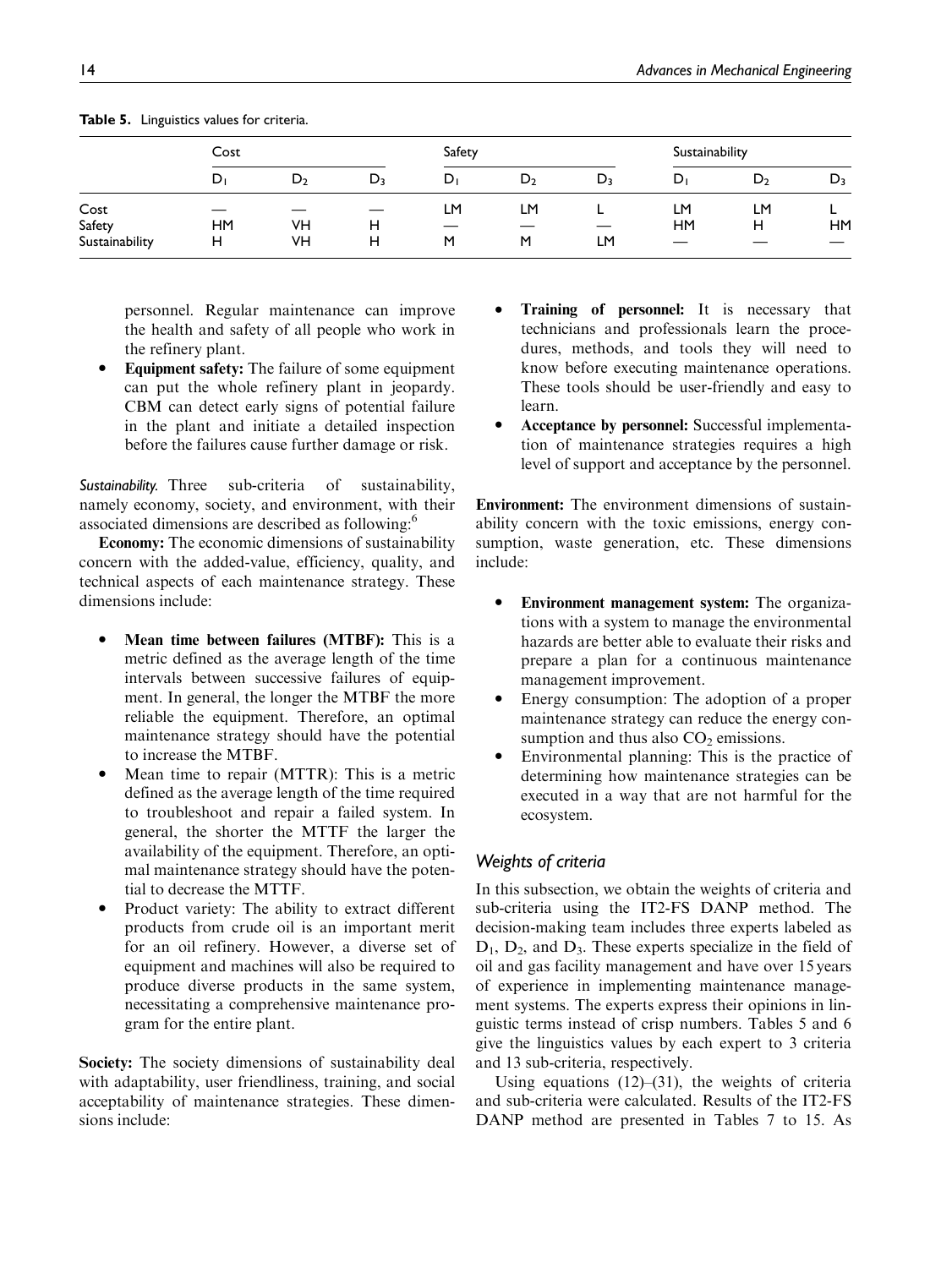**Table 5.** Linguistics values for criteria.

| | Cost | | | Safety | | | Sustainability | | |
|---|---|---|---|---|---|---|---|---|---|
| | $D_1$ | $D_2$ | $D_3$ | $D_1$ | $D_2$ | $D_3$ | $D_1$ | $D_2$ | $D_3$ |
| Cost | — | — | — | LM | LM | L | LM | LM | L |
| Safety | HM | VH | H | — | — | — | HM | H | HM |
| Sustainability | H | VH | H | M | M | LM | — | — | — |

personnel. Regular maintenance can improve the health and safety of all people who work in the refinery plant.

- **Equipment safety:** The failure of some equipment can put the whole refinery plant in jeopardy. CBM can detect early signs of potential failure in the plant and initiate a detailed inspection before the failures cause further damage or risk.

*Sustainability.* Three sub-criteria of sustainability, namely economy, society, and environment, with their associated dimensions are described as following:[6]

**Economy:** The economic dimensions of sustainability concern with the added-value, efficiency, quality, and technical aspects of each maintenance strategy. These dimensions include:

- **Mean time between failures (MTBF):** This is a metric defined as the average length of the time intervals between successive failures of equipment. In general, the longer the MTBF the more reliable the equipment. Therefore, an optimal maintenance strategy should have the potential to increase the MTBF.
- Mean time to repair (MTTR): This is a metric defined as the average length of the time required to troubleshoot and repair a failed system. In general, the shorter the MTTF the larger the availability of the equipment. Therefore, an optimal maintenance strategy should have the potential to decrease the MTTF.
- Product variety: The ability to extract different products from crude oil is an important merit for an oil refinery. However, a diverse set of equipment and machines will also be required to produce diverse products in the same system, necessitating a comprehensive maintenance program for the entire plant.

**Society:** The society dimensions of sustainability deal with adaptability, user friendliness, training, and social acceptability of maintenance strategies. These dimensions include:

- **Training of personnel:** It is necessary that technicians and professionals learn the procedures, methods, and tools they will need to know before executing maintenance operations. These tools should be user-friendly and easy to learn.
- **Acceptance by personnel:** Successful implementation of maintenance strategies requires a high level of support and acceptance by the personnel.

**Environment:** The environment dimensions of sustainability concern with the toxic emissions, energy consumption, waste generation, etc. These dimensions include:

- **Environment management system:** The organizations with a system to manage the environmental hazards are better able to evaluate their risks and prepare a plan for a continuous maintenance management improvement.
- Energy consumption: The adoption of a proper maintenance strategy can reduce the energy consumption and thus also $CO_2$ emissions.
- Environmental planning: This is the practice of determining how maintenance strategies can be executed in a way that are not harmful for the ecosystem.

### *Weights of criteria*

In this subsection, we obtain the weights of criteria and sub-criteria using the IT2-FS DANP method. The decision-making team includes three experts labeled as $D_1$, $D_2$, and $D_3$. These experts specialize in the field of oil and gas facility management and have over 15 years of experience in implementing maintenance management systems. The experts express their opinions in linguistic terms instead of crisp numbers. Tables 5 and 6 give the linguistics values by each expert to 3 criteria and 13 sub-criteria, respectively.

Using equations (12)–(31), the weights of criteria and sub-criteria were calculated. Results of the IT2-FS DANP method are presented in Tables 7 to 15. As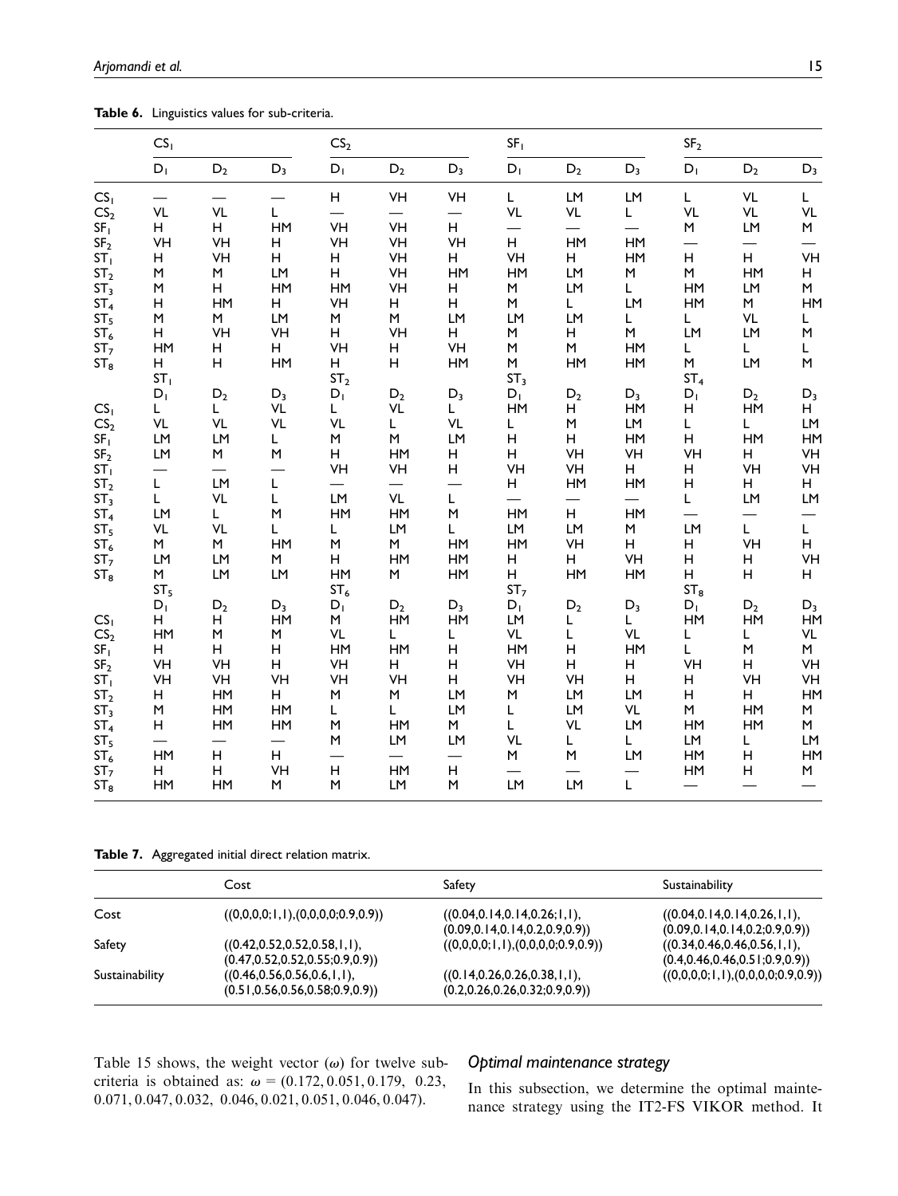**Table 6.** Linguistics values for sub-criteria.

| | $CS_1$ | | | $CS_2$ | | | $SF_1$ | | | $SF_2$ | | |
|---|---|---|---|---|---|---|---|---|---|---|---|---|
| | $D_1$ | $D_2$ | $D_3$ | $D_1$ | $D_2$ | $D_3$ | $D_1$ | $D_2$ | $D_3$ | $D_1$ | $D_2$ | $D_3$ |
| $CS_1$ | — | — | — | H | VH | VH | L | LM | LM | L | VL | L |
| $CS_2$ | VL | VL | L | — | — | — | VL | VL | L | VL | VL | VL |
| $SF_1$ | H | H | HM | VH | VH | H | — | — | — | M | LM | M |
| $SF_2$ | VH | VH | H | VH | VH | VH | H | HM | HM | — | — | — |
| $ST_1$ | H | VH | H | H | VH | H | VH | H | HM | H | H | VH |
| $ST_2$ | M | M | LM | H | VH | HM | HM | LM | M | M | HM | H |
| $ST_3$ | M | H | HM | HM | VH | H | M | LM | L | HM | LM | M |
| $ST_4$ | H | HM | H | VH | H | H | M | L | LM | HM | M | HM |
| $ST_5$ | M | M | LM | M | M | LM | LM | LM | L | L | VL | L |
| $ST_6$ | H | VH | VH | H | VH | H | M | H | M | LM | LM | M |
| $ST_7$ | HM | H | H | VH | H | VH | M | M | HM | L | L | L |
| $ST_8$ | H | H | HM | H | H | HM | M | HM | HM | M | LM | M |
| | $ST_1$ | | | $ST_2$ | | | $ST_3$ | | | $ST_4$ | | |
| | $D_1$ | $D_2$ | $D_3$ | $D_1$ | $D_2$ | $D_3$ | $D_1$ | $D_2$ | $D_3$ | $D_1$ | $D_2$ | $D_3$ |
| $CS_1$ | L | L | VL | L | VL | L | HM | H | HM | H | HM | H |
| $CS_2$ | VL | VL | VL | VL | L | VL | L | M | LM | L | L | LM |
| $SF_1$ | LM | LM | L | M | M | LM | H | H | HM | H | HM | HM |
| $SF_2$ | LM | M | M | H | HM | H | H | VH | VH | VH | H | VH |
| $ST_1$ | — | — | — | VH | VH | H | VH | VH | H | H | VH | VH |
| $ST_2$ | L | LM | L | — | — | — | H | HM | HM | H | H | H |
| $ST_3$ | L | VL | L | LM | VL | L | — | — | — | L | LM | LM |
| $ST_4$ | LM | L | M | HM | HM | M | HM | H | HM | — | — | — |
| $ST_5$ | VL | VL | L | L | LM | L | LM | LM | M | LM | L | L |
| $ST_6$ | M | M | HM | M | M | HM | HM | VH | H | H | VH | H |
| $ST_7$ | LM | LM | M | H | HM | HM | H | H | VH | H | H | VH |
| $ST_8$ | M | LM | LM | HM | M | HM | H | HM | HM | H | H | H |
| | $ST_5$ | | | $ST_6$ | | | $ST_7$ | | | $ST_8$ | | |
| | $D_1$ | $D_2$ | $D_3$ | $D_1$ | $D_2$ | $D_3$ | $D_1$ | $D_2$ | $D_3$ | $D_1$ | $D_2$ | $D_3$ |
| $CS_1$ | H | H | HM | M | HM | HM | LM | L | L | HM | HM | HM |
| $CS_2$ | HM | M | M | VL | L | L | VL | L | VL | L | L | VL |
| $SF_1$ | H | H | H | HM | HM | H | HM | H | HM | L | M | M |
| $SF_2$ | VH | VH | H | VH | H | H | VH | H | H | VH | H | VH |
| $ST_1$ | VH | VH | VH | VH | VH | H | VH | VH | H | H | VH | VH |
| $ST_2$ | H | HM | H | M | M | LM | M | LM | LM | H | H | HM |
| $ST_3$ | M | HM | HM | L | L | LM | L | LM | VL | M | HM | M |
| $ST_4$ | H | HM | HM | M | HM | M | L | VL | LM | HM | HM | M |
| $ST_5$ | — | — | — | M | LM | LM | VL | L | L | LM | L | LM |
| $ST_6$ | HM | H | H | — | — | — | M | M | LM | HM | H | HM |
| $ST_7$ | H | H | VH | H | HM | H | — | — | — | HM | H | M |
| $ST_8$ | HM | HM | M | M | LM | M | LM | LM | L | — | — | — |

**Table 7.** Aggregated initial direct relation matrix.

| | Cost | Safety | Sustainability |
|---|---|---|---|
| Cost | ((0,0,0,0;1,1),(0,0,0,0;0.9,0.9)) | ((0.04,0.14,0.14,0.26;1,1), (0.09,0.14,0.14,0.2;0.9,0.9)) | ((0.04,0.14,0.14,0.26,1,1), (0.09,0.14,0.14,0.2;0.9,0.9)) |
| Safety | ((0.42,0.52,0.52,0.58,1,1), (0.47,0.52,0.52,0.55;0.9,0.9)) | ((0,0,0,0;1,1),(0,0,0,0;0.9,0.9)) | ((0.34,0.46,0.46,0.56,1,1), (0.4,0.46,0.46,0.51;0.9,0.9)) |
| Sustainability | ((0.46,0.56,0.56,0.6,1,1), (0.51,0.56,0.56,0.58;0.9,0.9)) | ((0.14,0.26,0.26,0.38,1,1), (0.2,0.26,0.26,0.32;0.9,0.9)) | ((0,0,0,0;1,1),(0,0,0,0;0.9,0.9)) |

Table 15 shows, the weight vector ($\omega$) for twelve sub-criteria is obtained as: $\omega = (0.172, 0.051, 0.179, 0.23, 0.071, 0.047, 0.032, 0.046, 0.021, 0.051, 0.046, 0.047)$.

### *Optimal maintenance strategy*

In this subsection, we determine the optimal maintenance strategy using the IT2-FS VIKOR method. It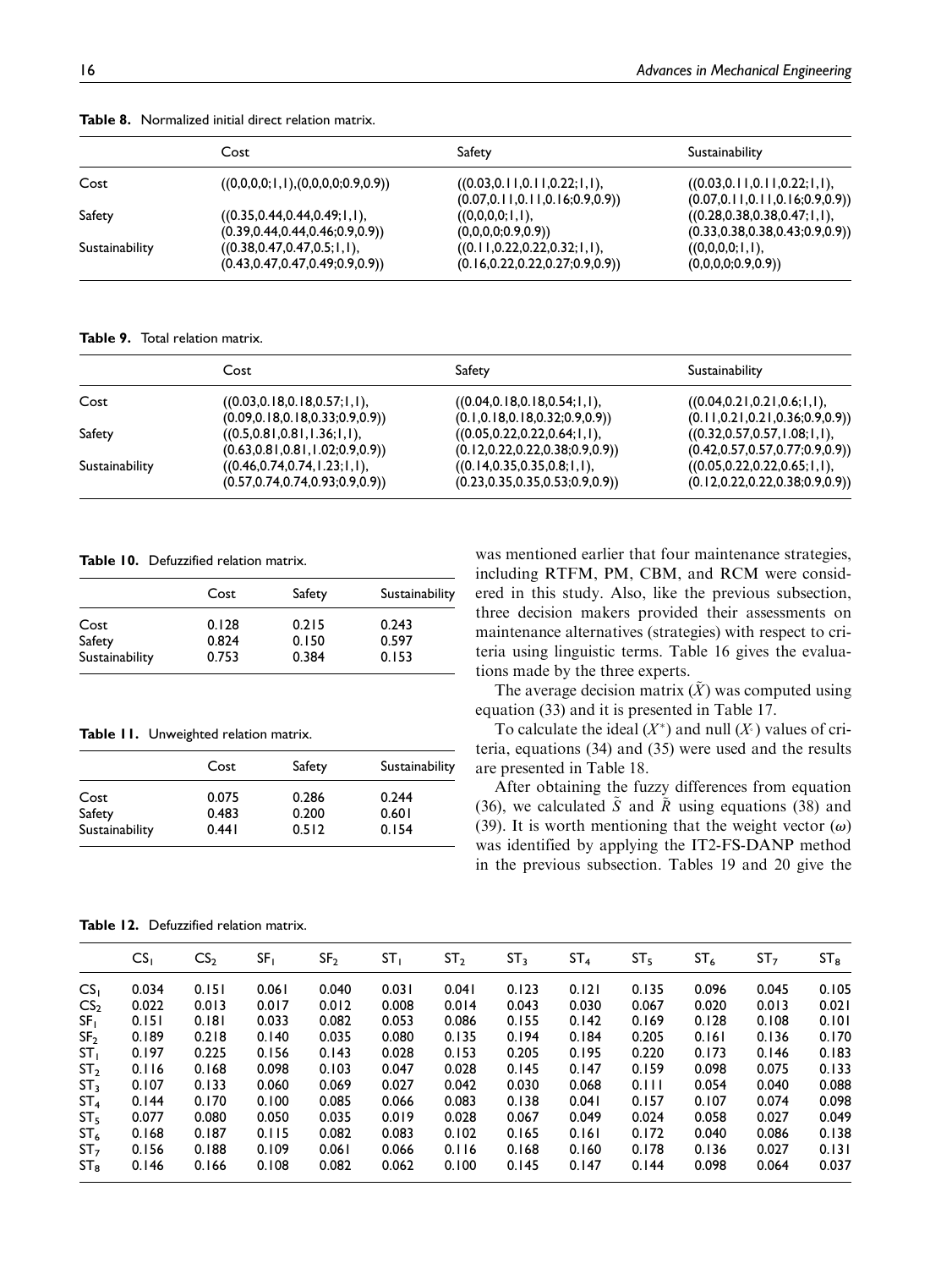**Table 8.** Normalized initial direct relation matrix.

| | Cost | Safety | Sustainability |
|---|---|---|---|
| Cost | ((0,0,0,0;1,1),(0,0,0,0;0.9,0.9)) | ((0.03,0.11,0.11,0.22;1,1), (0.07,0.11,0.11,0.16;0.9,0.9)) | ((0.03,0.11,0.11,0.22;1,1), (0.07,0.11,0.11,0.16;0.9,0.9)) |
| Safety | ((0.35,0.44,0.44,0.49;1,1), (0.39,0.44,0.44,0.46;0.9,0.9)) | ((0,0,0,0;1,1), (0,0,0,0;0.9,0.9)) | ((0.28,0.38,0.38,0.47;1,1), (0.33,0.38,0.38,0.43;0.9,0.9)) |
| Sustainability | ((0.38,0.47,0.47,0.5;1,1), (0.43,0.47,0.47,0.49;0.9,0.9)) | ((0.11,0.22,0.22,0.32;1,1), (0.16,0.22,0.22,0.27;0.9,0.9)) | ((0,0,0,0;1,1), (0,0,0,0;0.9,0.9)) |

**Table 9.** Total relation matrix.

| | Cost | Safety | Sustainability |
|---|---|---|---|
| Cost | ((0.03,0.18,0.18,0.57;1,1), (0.09,0.18,0.18,0.33;0.9,0.9)) | ((0.04,0.18,0.18,0.54;1,1), (0.1,0.18,0.18,0.32;0.9,0.9)) | ((0.04,0.21,0.21,0.6;1,1), (0.11,0.21,0.21,0.36;0.9,0.9)) |
| Safety | ((0.5,0.81,0.81,1.36;1,1), (0.63,0.81,0.81,1.02;0.9,0.9)) | ((0.05,0.22,0.22,0.64;1,1), (0.12,0.22,0.22,0.38;0.9,0.9)) | ((0.32,0.57,0.57,1.08;1,1), (0.42,0.57,0.57,0.77;0.9,0.9)) |
| Sustainability | ((0.46,0.74,0.74,1.23;1,1), (0.57,0.74,0.74,0.93;0.9,0.9)) | ((0.14,0.35,0.35,0.8;1,1), (0.23,0.35,0.35,0.53;0.9,0.9)) | ((0.05,0.22,0.22,0.65;1,1), (0.12,0.22,0.22,0.38;0.9,0.9)) |

**Table 10.** Defuzzified relation matrix.

| | Cost | Safety | Sustainability |
|---|---|---|---|
| Cost | 0.128 | 0.215 | 0.243 |
| Safety | 0.824 | 0.150 | 0.597 |
| Sustainability | 0.753 | 0.384 | 0.153 |

**Table 11.** Unweighted relation matrix.

| | Cost | Safety | Sustainability |
|---|---|---|---|
| Cost | 0.075 | 0.286 | 0.244 |
| Safety | 0.483 | 0.200 | 0.601 |
| Sustainability | 0.441 | 0.512 | 0.154 |

was mentioned earlier that four maintenance strategies, including RTFM, PM, CBM, and RCM were considered in this study. Also, like the previous subsection, three decision makers provided their assessments on maintenance alternatives (strategies) with respect to criteria using linguistic terms. Table 16 gives the evaluations made by the three experts.

The average decision matrix ($\tilde{X}$) was computed using equation (33) and it is presented in Table 17.

To calculate the ideal ($X^*$) and null ($X^-$) values of criteria, equations (34) and (35) were used and the results are presented in Table 18.

After obtaining the fuzzy differences from equation (36), we calculated $\tilde{S}$ and $\tilde{R}$ using equations (38) and (39). It is worth mentioning that the weight vector ($\omega$) was identified by applying the IT2-FS-DANP method in the previous subsection. Tables 19 and 20 give the

**Table 12.** Defuzzified relation matrix.

| | $CS_1$ | $CS_2$ | $SF_1$ | $SF_2$ | $ST_1$ | $ST_2$ | $ST_3$ | $ST_4$ | $ST_5$ | $ST_6$ | $ST_7$ | $ST_8$ |
|---|---|---|---|---|---|---|---|---|---|---|---|---|
| $CS_1$ | 0.034 | 0.151 | 0.061 | 0.040 | 0.031 | 0.041 | 0.123 | 0.121 | 0.135 | 0.096 | 0.045 | 0.105 |
| $CS_2$ | 0.022 | 0.013 | 0.017 | 0.012 | 0.008 | 0.014 | 0.043 | 0.030 | 0.067 | 0.020 | 0.013 | 0.021 |
| $SF_1$ | 0.151 | 0.181 | 0.033 | 0.082 | 0.053 | 0.086 | 0.155 | 0.142 | 0.169 | 0.128 | 0.108 | 0.101 |
| $SF_2$ | 0.189 | 0.218 | 0.140 | 0.035 | 0.080 | 0.135 | 0.194 | 0.184 | 0.205 | 0.161 | 0.136 | 0.170 |
| $ST_1$ | 0.197 | 0.225 | 0.156 | 0.143 | 0.028 | 0.153 | 0.205 | 0.195 | 0.220 | 0.173 | 0.146 | 0.183 |
| $ST_2$ | 0.116 | 0.168 | 0.098 | 0.103 | 0.047 | 0.028 | 0.145 | 0.147 | 0.159 | 0.098 | 0.075 | 0.133 |
| $ST_3$ | 0.107 | 0.133 | 0.060 | 0.069 | 0.027 | 0.042 | 0.030 | 0.068 | 0.111 | 0.054 | 0.040 | 0.088 |
| $ST_4$ | 0.144 | 0.170 | 0.100 | 0.085 | 0.066 | 0.083 | 0.138 | 0.041 | 0.157 | 0.107 | 0.074 | 0.098 |
| $ST_5$ | 0.077 | 0.080 | 0.050 | 0.035 | 0.019 | 0.028 | 0.067 | 0.049 | 0.024 | 0.058 | 0.027 | 0.049 |
| $ST_6$ | 0.168 | 0.187 | 0.115 | 0.082 | 0.083 | 0.102 | 0.165 | 0.161 | 0.172 | 0.040 | 0.086 | 0.138 |
| $ST_7$ | 0.156 | 0.188 | 0.109 | 0.061 | 0.066 | 0.116 | 0.168 | 0.160 | 0.178 | 0.136 | 0.027 | 0.131 |
| $ST_8$ | 0.146 | 0.166 | 0.108 | 0.082 | 0.062 | 0.100 | 0.145 | 0.147 | 0.144 | 0.098 | 0.064 | 0.037 |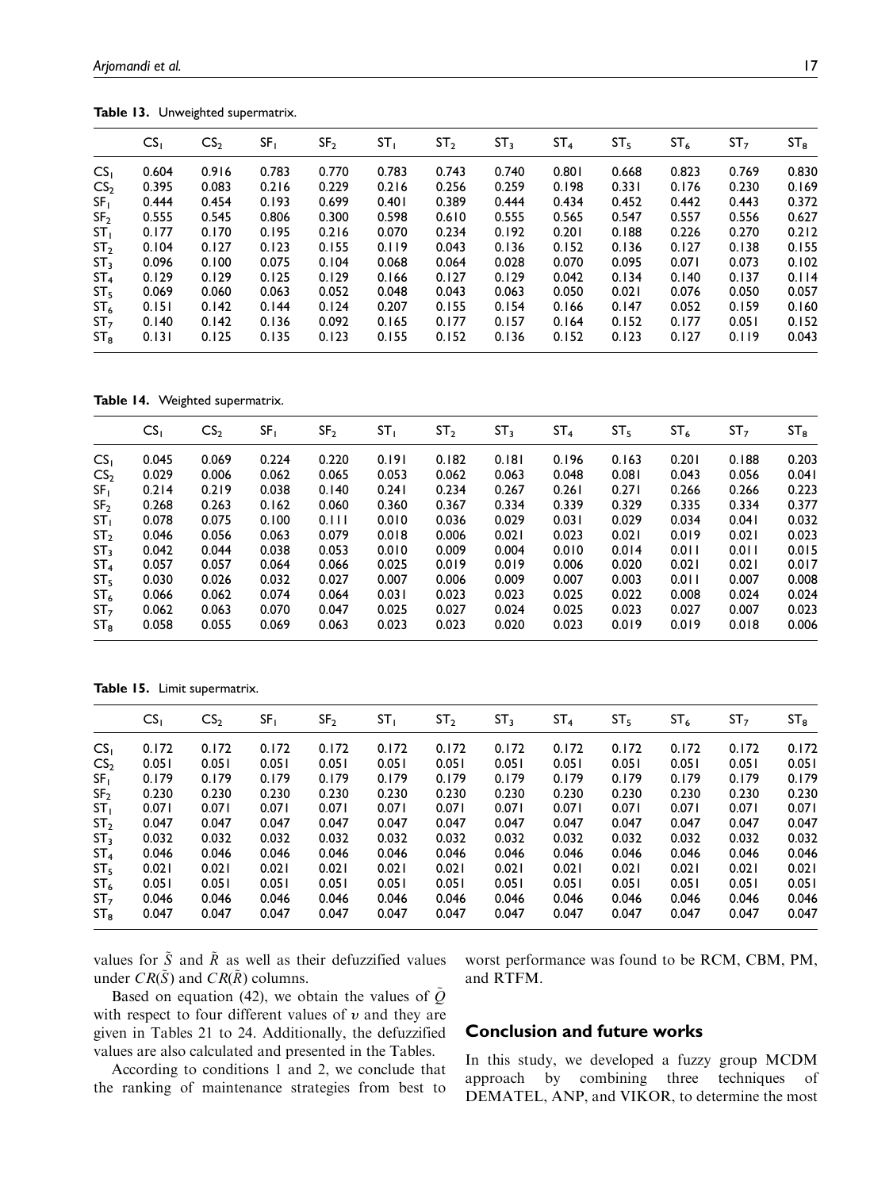**Table 13.** Unweighted supermatrix.

| | $CS_1$ | $CS_2$ | $SF_1$ | $SF_2$ | $ST_1$ | $ST_2$ | $ST_3$ | $ST_4$ | $ST_5$ | $ST_6$ | $ST_7$ | $ST_8$ |
|---|---|---|---|---|---|---|---|---|---|---|---|---|
| $CS_1$ | 0.604 | 0.916 | 0.783 | 0.770 | 0.783 | 0.743 | 0.740 | 0.801 | 0.668 | 0.823 | 0.769 | 0.830 |
| $CS_2$ | 0.395 | 0.083 | 0.216 | 0.229 | 0.216 | 0.256 | 0.259 | 0.198 | 0.331 | 0.176 | 0.230 | 0.169 |
| $SF_1$ | 0.444 | 0.454 | 0.193 | 0.699 | 0.401 | 0.389 | 0.444 | 0.434 | 0.452 | 0.442 | 0.443 | 0.372 |
| $SF_2$ | 0.555 | 0.545 | 0.806 | 0.300 | 0.598 | 0.610 | 0.555 | 0.565 | 0.547 | 0.557 | 0.556 | 0.627 |
| $ST_1$ | 0.177 | 0.170 | 0.195 | 0.216 | 0.070 | 0.234 | 0.192 | 0.201 | 0.188 | 0.226 | 0.270 | 0.212 |
| $ST_2$ | 0.104 | 0.127 | 0.123 | 0.155 | 0.119 | 0.043 | 0.136 | 0.152 | 0.136 | 0.127 | 0.138 | 0.155 |
| $ST_3$ | 0.096 | 0.100 | 0.075 | 0.104 | 0.068 | 0.064 | 0.028 | 0.070 | 0.095 | 0.071 | 0.073 | 0.102 |
| $ST_4$ | 0.129 | 0.129 | 0.125 | 0.129 | 0.166 | 0.127 | 0.129 | 0.042 | 0.134 | 0.140 | 0.137 | 0.114 |
| $ST_5$ | 0.069 | 0.060 | 0.063 | 0.052 | 0.048 | 0.043 | 0.063 | 0.050 | 0.021 | 0.076 | 0.050 | 0.057 |
| $ST_6$ | 0.151 | 0.142 | 0.144 | 0.124 | 0.207 | 0.155 | 0.154 | 0.166 | 0.147 | 0.052 | 0.159 | 0.160 |
| $ST_7$ | 0.140 | 0.142 | 0.136 | 0.092 | 0.165 | 0.177 | 0.157 | 0.164 | 0.152 | 0.177 | 0.051 | 0.152 |
| $ST_8$ | 0.131 | 0.125 | 0.135 | 0.123 | 0.155 | 0.152 | 0.136 | 0.152 | 0.123 | 0.127 | 0.119 | 0.043 |

**Table 14.** Weighted supermatrix.

| | $CS_1$ | $CS_2$ | $SF_1$ | $SF_2$ | $ST_1$ | $ST_2$ | $ST_3$ | $ST_4$ | $ST_5$ | $ST_6$ | $ST_7$ | $ST_8$ |
|---|---|---|---|---|---|---|---|---|---|---|---|---|
| $CS_1$ | 0.045 | 0.069 | 0.224 | 0.220 | 0.191 | 0.182 | 0.181 | 0.196 | 0.163 | 0.201 | 0.188 | 0.203 |
| $CS_2$ | 0.029 | 0.006 | 0.062 | 0.065 | 0.053 | 0.062 | 0.063 | 0.048 | 0.081 | 0.043 | 0.056 | 0.041 |
| $SF_1$ | 0.214 | 0.219 | 0.038 | 0.140 | 0.241 | 0.234 | 0.267 | 0.261 | 0.271 | 0.266 | 0.266 | 0.223 |
| $SF_2$ | 0.268 | 0.263 | 0.162 | 0.060 | 0.360 | 0.367 | 0.334 | 0.339 | 0.329 | 0.335 | 0.334 | 0.377 |
| $ST_1$ | 0.078 | 0.075 | 0.100 | 0.111 | 0.010 | 0.036 | 0.029 | 0.031 | 0.029 | 0.034 | 0.041 | 0.032 |
| $ST_2$ | 0.046 | 0.056 | 0.063 | 0.079 | 0.018 | 0.006 | 0.021 | 0.023 | 0.021 | 0.019 | 0.021 | 0.023 |
| $ST_3$ | 0.042 | 0.044 | 0.038 | 0.053 | 0.010 | 0.009 | 0.004 | 0.010 | 0.014 | 0.011 | 0.011 | 0.015 |
| $ST_4$ | 0.057 | 0.057 | 0.064 | 0.066 | 0.025 | 0.019 | 0.019 | 0.006 | 0.020 | 0.021 | 0.021 | 0.017 |
| $ST_5$ | 0.030 | 0.026 | 0.032 | 0.027 | 0.007 | 0.006 | 0.009 | 0.007 | 0.003 | 0.011 | 0.007 | 0.008 |
| $ST_6$ | 0.066 | 0.062 | 0.074 | 0.064 | 0.031 | 0.023 | 0.023 | 0.025 | 0.022 | 0.008 | 0.024 | 0.024 |
| $ST_7$ | 0.062 | 0.063 | 0.070 | 0.047 | 0.025 | 0.027 | 0.024 | 0.025 | 0.023 | 0.027 | 0.007 | 0.023 |
| $ST_8$ | 0.058 | 0.055 | 0.069 | 0.063 | 0.023 | 0.023 | 0.020 | 0.023 | 0.019 | 0.019 | 0.018 | 0.006 |

**Table 15.** Limit supermatrix.

| | $CS_1$ | $CS_2$ | $SF_1$ | $SF_2$ | $ST_1$ | $ST_2$ | $ST_3$ | $ST_4$ | $ST_5$ | $ST_6$ | $ST_7$ | $ST_8$ |
|---|---|---|---|---|---|---|---|---|---|---|---|---|
| $CS_1$ | 0.172 | 0.172 | 0.172 | 0.172 | 0.172 | 0.172 | 0.172 | 0.172 | 0.172 | 0.172 | 0.172 | 0.172 |
| $CS_2$ | 0.051 | 0.051 | 0.051 | 0.051 | 0.051 | 0.051 | 0.051 | 0.051 | 0.051 | 0.051 | 0.051 | 0.051 |
| $SF_1$ | 0.179 | 0.179 | 0.179 | 0.179 | 0.179 | 0.179 | 0.179 | 0.179 | 0.179 | 0.179 | 0.179 | 0.179 |
| $SF_2$ | 0.230 | 0.230 | 0.230 | 0.230 | 0.230 | 0.230 | 0.230 | 0.230 | 0.230 | 0.230 | 0.230 | 0.230 |
| $ST_1$ | 0.071 | 0.071 | 0.071 | 0.071 | 0.071 | 0.071 | 0.071 | 0.071 | 0.071 | 0.071 | 0.071 | 0.071 |
| $ST_2$ | 0.047 | 0.047 | 0.047 | 0.047 | 0.047 | 0.047 | 0.047 | 0.047 | 0.047 | 0.047 | 0.047 | 0.047 |
| $ST_3$ | 0.032 | 0.032 | 0.032 | 0.032 | 0.032 | 0.032 | 0.032 | 0.032 | 0.032 | 0.032 | 0.032 | 0.032 |
| $ST_4$ | 0.046 | 0.046 | 0.046 | 0.046 | 0.046 | 0.046 | 0.046 | 0.046 | 0.046 | 0.046 | 0.046 | 0.046 |
| $ST_5$ | 0.021 | 0.021 | 0.021 | 0.021 | 0.021 | 0.021 | 0.021 | 0.021 | 0.021 | 0.021 | 0.021 | 0.021 |
| $ST_6$ | 0.051 | 0.051 | 0.051 | 0.051 | 0.051 | 0.051 | 0.051 | 0.051 | 0.051 | 0.051 | 0.051 | 0.051 |
| $ST_7$ | 0.046 | 0.046 | 0.046 | 0.046 | 0.046 | 0.046 | 0.046 | 0.046 | 0.046 | 0.046 | 0.046 | 0.046 |
| $ST_8$ | 0.047 | 0.047 | 0.047 | 0.047 | 0.047 | 0.047 | 0.047 | 0.047 | 0.047 | 0.047 | 0.047 | 0.047 |

values for $\tilde{S}$ and $\tilde{R}$ as well as their defuzzified values under $CR(\tilde{S})$ and $CR(\tilde{R})$ columns.

Based on equation (42), we obtain the values of $\tilde{Q}$ with respect to four different values of $v$ and they are given in Tables 21 to 24. Additionally, the defuzzified values are also calculated and presented in the Tables.

According to conditions 1 and 2, we conclude that the ranking of maintenance strategies from best to worst performance was found to be RCM, CBM, PM, and RTFM.

## Conclusion and future works

In this study, we developed a fuzzy group MCDM approach by combining three techniques of DEMATEL, ANP, and VIKOR, to determine the most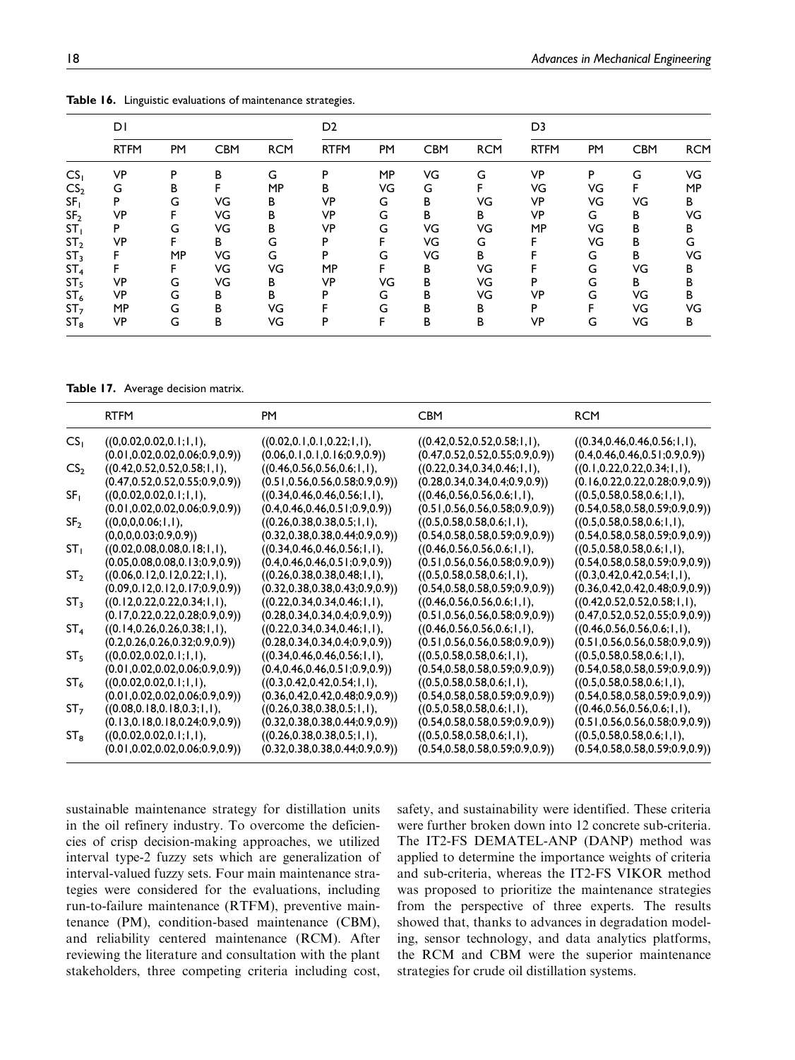**Table 16.** Linguistic evaluations of maintenance strategies.

| | D1 | | | | D2 | | | | D3 | | | |
|---|---|---|---|---|---|---|---|---|---|---|---|---|
| | RTFM | PM | CBM | RCM | RTFM | PM | CBM | RCM | RTFM | PM | CBM | RCM |
| $CS_1$ | VP | P | B | G | P | MP | VG | G | VP | P | G | VG |
| $CS_2$ | G | B | F | MP | B | VG | G | F | VG | VG | F | MP |
| $SF_1$ | P | G | VG | B | VP | G | B | VG | VP | VG | VG | B |
| $SF_2$ | VP | F | VG | B | VP | G | B | B | VP | G | B | VG |
| $ST_1$ | P | G | VG | B | VP | G | VG | VG | MP | VG | B | B |
| $ST_2$ | VP | F | B | G | P | F | VG | G | F | VG | B | G |
| $ST_3$ | F | MP | VG | G | P | G | VG | B | F | G | B | VG |
| $ST_4$ | F | F | VG | VG | MP | F | B | VG | F | G | VG | B |
| $ST_5$ | VP | G | VG | B | VP | VG | B | VG | P | G | B | B |
| $ST_6$ | VP | G | B | B | P | G | B | VG | VP | G | VG | B |
| $ST_7$ | MP | G | B | VG | F | G | B | B | P | F | VG | VG |
| $ST_8$ | VP | G | B | VG | P | F | B | B | VP | G | VG | B |

**Table 17.** Average decision matrix.

| | RTFM | PM | CBM | RCM |
|---|---|---|---|---|
| $CS_1$ | ((0,0.02,0.02,0.1;1,1), (0.01,0.02,0.02,0.06;0.9,0.9)) | ((0.02,0.1,0.1,0.22;1,1), (0.06,0.1,0.1,0.16;0.9,0.9)) | ((0.42,0.52,0.52,0.58;1,1), (0.47,0.52,0.52,0.55;0.9,0.9)) | ((0.34,0.46,0.46,0.56;1,1), (0.4,0.46,0.46,0.51;0.9,0.9)) |
| $CS_2$ | ((0.42,0.52,0.52,0.58;1,1), (0.47,0.52,0.52,0.55;0.9,0.9)) | ((0.46,0.56,0.56,0.6;1,1), (0.51,0.56,0.56,0.58;0.9,0.9)) | ((0.22,0.34,0.34,0.46;1,1), (0.28,0.34,0.34,0.4;0.9,0.9)) | ((0.1,0.22,0.22,0.34;1,1), (0.16,0.22,0.22,0.28;0.9,0.9)) |
| $SF_1$ | ((0,0.02,0.02,0.1;1,1), (0.01,0.02,0.02,0.06;0.9,0.9)) | ((0.34,0.46,0.46,0.56;1,1), (0.4,0.46,0.46,0.51;0.9,0.9)) | ((0.46,0.56,0.56,0.6;1,1), (0.51,0.56,0.56,0.58;0.9,0.9)) | ((0.5,0.58,0.58,0.6;1,1), (0.54,0.58,0.58,0.59;0.9,0.9)) |
| $SF_2$ | ((0,0,0,0.06;1,1), (0,0,0,0.03;0.9,0.9)) | ((0.26,0.38,0.38,0.5;1,1), (0.32,0.38,0.38,0.44;0.9,0.9)) | ((0.5,0.58,0.58,0.6;1,1), (0.54,0.58,0.58,0.59;0.9,0.9)) | ((0.5,0.58,0.58,0.6;1,1), (0.54,0.58,0.58,0.59;0.9,0.9)) |
| $ST_1$ | ((0.02,0.08,0.08,0.18;1,1), (0.05,0.08,0.08,0.13;0.9,0.9)) | ((0.34,0.46,0.46,0.56;1,1), (0.4,0.46,0.46,0.51;0.9,0.9)) | ((0.46,0.56,0.56,0.6;1,1), (0.51,0.56,0.56,0.58;0.9,0.9)) | ((0.5,0.58,0.58,0.6;1,1), (0.54,0.58,0.58,0.59;0.9,0.9)) |
| $ST_2$ | ((0.06,0.12,0.12,0.22;1,1), (0.09,0.12,0.12,0.17;0.9,0.9)) | ((0.26,0.38,0.38,0.48;1,1), (0.32,0.38,0.38,0.43;0.9,0.9)) | ((0.5,0.58,0.58,0.6;1,1), (0.54,0.58,0.58,0.59;0.9,0.9)) | ((0.3,0.42,0.42,0.54;1,1), (0.36,0.42,0.42,0.48;0.9,0.9)) |
| $ST_3$ | ((0.12,0.22,0.22,0.34;1,1), (0.17,0.22,0.22,0.28;0.9,0.9)) | ((0.22,0.34,0.34,0.46;1,1), (0.28,0.34,0.34,0.4;0.9,0.9)) | ((0.46,0.56,0.56,0.6;1,1), (0.51,0.56,0.56,0.58;0.9,0.9)) | ((0.42,0.52,0.52,0.58;1,1), (0.47,0.52,0.52,0.55;0.9,0.9)) |
| $ST_4$ | ((0.14,0.26,0.26,0.38;1,1), (0.2,0.26,0.26,0.32;0.9,0.9)) | ((0.22,0.34,0.34,0.46;1,1), (0.28,0.34,0.34,0.4;0.9,0.9)) | ((0.46,0.56,0.56,0.6;1,1), (0.51,0.56,0.56,0.58;0.9,0.9)) | ((0.46,0.56,0.56,0.6;1,1), (0.51,0.56,0.56,0.58;0.9,0.9)) |
| $ST_5$ | ((0,0.02,0.02,0.1;1,1), (0.01,0.02,0.02,0.06;0.9,0.9)) | ((0.34,0.46,0.46,0.56;1,1), (0.4,0.46,0.46,0.51;0.9,0.9)) | ((0.5,0.58,0.58,0.6;1,1), (0.54,0.58,0.58,0.59;0.9,0.9)) | ((0.5,0.58,0.58,0.6;1,1), (0.54,0.58,0.58,0.59;0.9,0.9)) |
| $ST_6$ | ((0,0.02,0.02,0.1;1,1), (0.01,0.02,0.02,0.06;0.9,0.9)) | ((0.3,0.42,0.42,0.54;1,1), (0.36,0.42,0.42,0.48;0.9,0.9)) | ((0.5,0.58,0.58,0.6;1,1), (0.54,0.58,0.58,0.59;0.9,0.9)) | ((0.5,0.58,0.58,0.6;1,1), (0.54,0.58,0.58,0.59;0.9,0.9)) |
| $ST_7$ | ((0.08,0.18,0.18,0.3;1,1), (0.13,0.18,0.18,0.24;0.9,0.9)) | ((0.26,0.38,0.38,0.5;1,1), (0.32,0.38,0.38,0.44;0.9,0.9)) | ((0.5,0.58,0.58,0.6;1,1), (0.54,0.58,0.58,0.59;0.9,0.9)) | ((0.46,0.56,0.56,0.6;1,1), (0.51,0.56,0.56,0.58;0.9,0.9)) |
| $ST_8$ | ((0,0.02,0.02,0.1;1,1), (0.01,0.02,0.02,0.06;0.9,0.9)) | ((0.26,0.38,0.38,0.5;1,1), (0.32,0.38,0.38,0.44;0.9,0.9)) | ((0.5,0.58,0.58,0.6;1,1), (0.54,0.58,0.58,0.59;0.9,0.9)) | ((0.5,0.58,0.58,0.6;1,1), (0.54,0.58,0.58,0.59;0.9,0.9)) |

sustainable maintenance strategy for distillation units in the oil refinery industry. To overcome the deficiencies of crisp decision-making approaches, we utilized interval type-2 fuzzy sets which are generalization of interval-valued fuzzy sets. Four main maintenance strategies were considered for the evaluations, including run-to-failure maintenance (RTFM), preventive maintenance (PM), condition-based maintenance (CBM), and reliability centered maintenance (RCM). After reviewing the literature and consultation with the plant stakeholders, three competing criteria including cost, safety, and sustainability were identified. These criteria were further broken down into 12 concrete sub-criteria. The IT2-FS DEMATEL-ANP (DANP) method was applied to determine the importance weights of criteria and sub-criteria, whereas the IT2-FS VIKOR method was proposed to prioritize the maintenance strategies from the perspective of three experts. The results showed that, thanks to advances in degradation modeling, sensor technology, and data analytics platforms, the RCM and CBM were the superior maintenance strategies for crude oil distillation systems.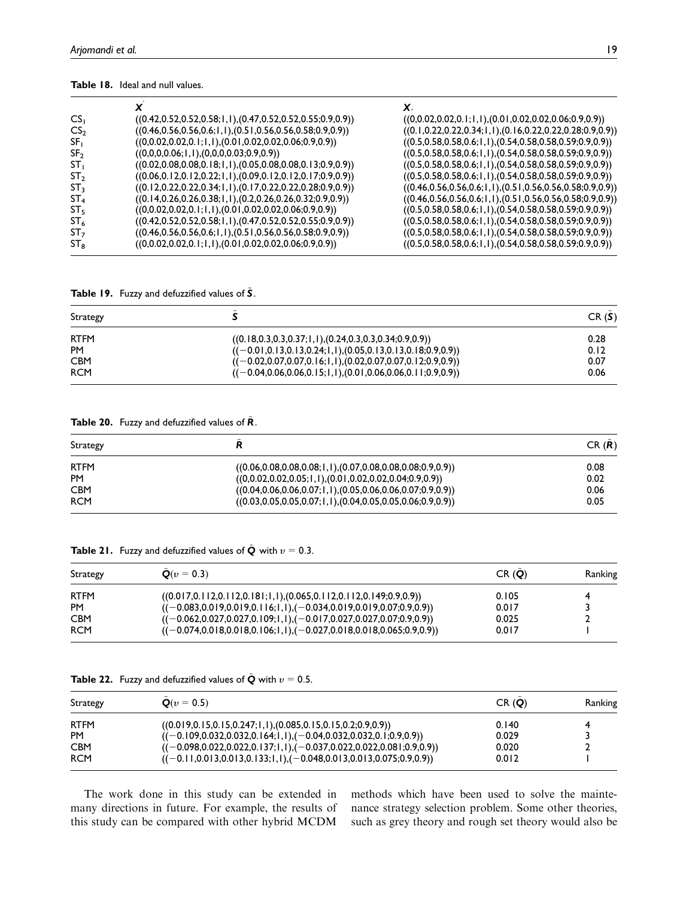**Table 18.** Ideal and null values.

| | $X^*$ | $X_*$ |
|---|---|---|
| $CS_1$ | ((0.42,0.52,0.52,0.58;1,1),(0.47,0.52,0.52,0.55;0.9,0.9)) | ((0,0.02,0.02,0.1;1,1),(0.01,0.02,0.02,0.06;0.9,0.9)) |
| $CS_2$ | ((0.46,0.56,0.56,0.6;1,1),(0.51,0.56,0.56,0.58;0.9,0.9)) | ((0.1,0.22,0.22,0.34;1,1),(0.16,0.22,0.22,0.28;0.9,0.9)) |
| $SF_1$ | ((0,0.02,0.02,0.1;1,1),(0.01,0.02,0.02,0.06;0.9,0.9)) | ((0.5,0.58,0.58,0.6;1,1),(0.54,0.58,0.58,0.59;0.9,0.9)) |
| $SF_2$ | ((0,0,0,0.06;1,1),(0,0,0,0.03;0.9,0.9)) | ((0.5,0.58,0.58,0.6;1,1),(0.54,0.58,0.58,0.59;0.9,0.9)) |
| $ST_1$ | ((0.02,0.08,0.08,0.18;1,1),(0.05,0.08,0.08,0.13;0.9,0.9)) | ((0.5,0.58,0.58,0.6;1,1),(0.54,0.58,0.58,0.59;0.9,0.9)) |
| $ST_2$ | ((0.06,0.12,0.12,0.22;1,1),(0.09,0.12,0.12,0.17;0.9,0.9)) | ((0.5,0.58,0.58,0.6;1,1),(0.54,0.58,0.58,0.59;0.9,0.9)) |
| $ST_3$ | ((0.12,0.22,0.22,0.34;1,1),(0.17,0.22,0.22,0.28;0.9,0.9)) | ((0.46,0.56,0.56,0.6;1,1),(0.51,0.56,0.56,0.58;0.9,0.9)) |
| $ST_4$ | ((0.14,0.26,0.26,0.38;1,1),(0.2,0.26,0.26,0.32;0.9,0.9)) | ((0.46,0.56,0.56,0.6;1,1),(0.51,0.56,0.56,0.58;0.9,0.9)) |
| $ST_5$ | ((0,0.02,0.02,0.1;1,1),(0.01,0.02,0.02,0.06;0.9,0.9)) | ((0.5,0.58,0.58,0.6;1,1),(0.54,0.58,0.58,0.59;0.9,0.9)) |
| $ST_6$ | ((0.42,0.52,0.52,0.58;1,1),(0.47,0.52,0.52,0.55;0.9,0.9)) | ((0.5,0.58,0.58,0.6;1,1),(0.54,0.58,0.58,0.59;0.9,0.9)) |
| $ST_7$ | ((0.46,0.56,0.56,0.6;1,1),(0.51,0.56,0.56,0.58;0.9,0.9)) | ((0.5,0.58,0.58,0.6;1,1),(0.54,0.58,0.58,0.59;0.9,0.9)) |
| $ST_8$ | ((0,0.02,0.02,0.1;1,1),(0.01,0.02,0.02,0.06;0.9,0.9)) | ((0.5,0.58,0.58,0.6;1,1),(0.54,0.58,0.58,0.59;0.9,0.9)) |

**Table 19.** Fuzzy and defuzzified values of $\tilde{S}$.

| Strategy | $\tilde{S}$ | CR ($\tilde{S}$) |
|---|---|---|
| RTFM | ((0.18,0.3,0.3,0.37;1,1),(0.24,0.3,0.3,0.34;0.9,0.9)) | 0.28 |
| PM | ((−0.01,0.13,0.13,0.24;1,1),(0.05,0.13,0.13,0.18;0.9,0.9)) | 0.12 |
| CBM | ((−0.02,0.07,0.07,0.16;1,1),(0.02,0.07,0.07,0.12;0.9,0.9)) | 0.07 |
| RCM | ((−0.04,0.06,0.06,0.15;1,1),(0.01,0.06,0.06,0.11;0.9,0.9)) | 0.06 |

**Table 20.** Fuzzy and defuzzified values of $\tilde{R}$.

| Strategy | $\tilde{R}$ | CR ($\tilde{R}$) |
|---|---|---|
| RTFM | ((0.06,0.08,0.08,0.08;1,1),(0.07,0.08,0.08,0.08;0.9,0.9)) | 0.08 |
| PM | ((0,0.02,0.02,0.05;1,1),(0.01,0.02,0.02,0.04;0.9,0.9)) | 0.02 |
| CBM | ((0.04,0.06,0.06,0.07;1,1),(0.05,0.06,0.06,0.07;0.9,0.9)) | 0.06 |
| RCM | ((0.03,0.05,0.05,0.07;1,1),(0.04,0.05,0.05,0.06;0.9,0.9)) | 0.05 |

**Table 21.** Fuzzy and defuzzified values of $\tilde{Q}$ with $\upsilon = 0.3$.

| Strategy | $\tilde{Q}(\upsilon = 0.3)$ | CR ($\tilde{Q}$) | Ranking |
|---|---|---|---|
| RTFM | ((0.017,0.112,0.112,0.181;1,1),(0.065,0.112,0.112,0.149;0.9,0.9)) | 0.105 | 4 |
| PM | ((−0.083,0.019,0.019,0.116;1,1),(−0.034,0.019,0.019,0.07;0.9,0.9)) | 0.017 | 3 |
| CBM | ((−0.062,0.027,0.027,0.109;1,1),(−0.017,0.027,0.027,0.07;0.9,0.9)) | 0.025 | 2 |
| RCM | ((−0.074,0.018,0.018,0.106;1,1),(−0.027,0.018,0.018,0.065;0.9,0.9)) | 0.017 | 1 |

**Table 22.** Fuzzy and defuzzified values of $\tilde{Q}$ with $\upsilon = 0.5$.

| Strategy | $\tilde{Q}(\upsilon = 0.5)$ | CR ($\tilde{Q}$) | Ranking |
|---|---|---|---|
| RTFM | ((0.019,0.15,0.15,0.247;1,1),(0.085,0.15,0.15,0.2;0.9,0.9)) | 0.140 | 4 |
| PM | ((−0.109,0.032,0.032,0.164;1,1),(−0.04,0.032,0.032,0.1;0.9,0.9)) | 0.029 | 3 |
| CBM | ((−0.098,0.022,0.022,0.137;1,1),(−0.037,0.022,0.022,0.081;0.9,0.9)) | 0.020 | 2 |
| RCM | ((−0.11,0.013,0.013,0.133;1,1),(−0.048,0.013,0.013,0.075;0.9,0.9)) | 0.012 | 1 |

The work done in this study can be extended in many directions in future. For example, the results of this study can be compared with other hybrid MCDM methods which have been used to solve the maintenance strategy selection problem. Some other theories, such as grey theory and rough set theory would also be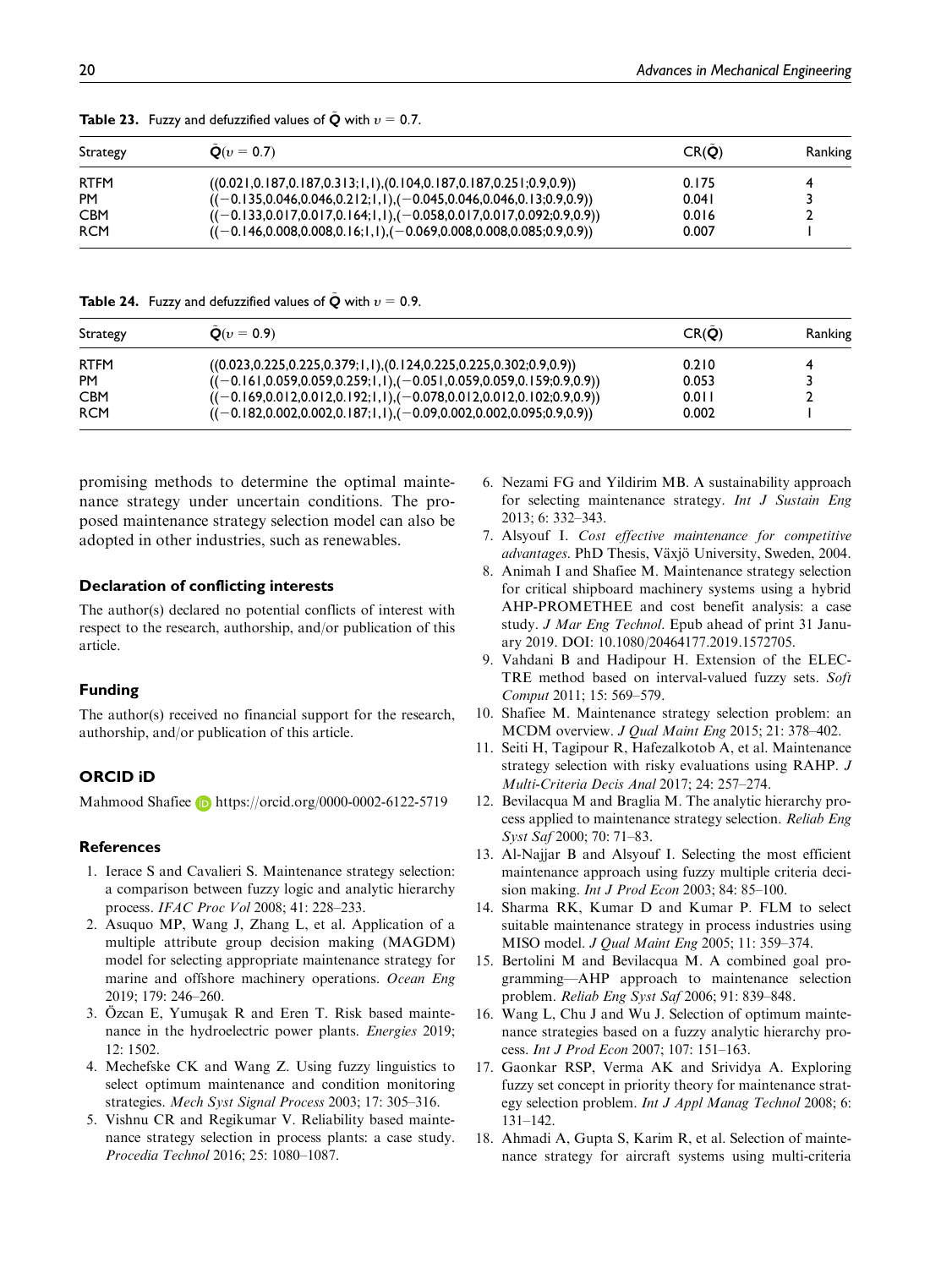**Table 23.** Fuzzy and defuzzified values of $\tilde{Q}$ with $\upsilon = 0.7$.

| Strategy | $\tilde{Q}(\upsilon = 0.7)$ | $CR(\tilde{Q})$ | Ranking |
|---|---|---|---|
| RTFM | ((0.021,0.187,0.187,0.313;1,1),(0.104,0.187,0.187,0.251;0.9,0.9)) | 0.175 | 4 |
| PM | ((−0.135,0.046,0.046,0.212;1,1),(−0.045,0.046,0.046,0.13;0.9,0.9)) | 0.041 | 3 |
| CBM | ((−0.133,0.017,0.017,0.164;1,1),(−0.058,0.017,0.017,0.092;0.9,0.9)) | 0.016 | 2 |
| RCM | ((−0.146,0.008,0.008,0.16;1,1),(−0.069,0.008,0.008,0.085;0.9,0.9)) | 0.007 | 1 |

**Table 24.** Fuzzy and defuzzified values of $\tilde{Q}$ with $\upsilon = 0.9$.

| Strategy | $\tilde{Q}(\upsilon = 0.9)$ | $CR(\tilde{Q})$ | Ranking |
|---|---|---|---|
| RTFM | ((0.023,0.225,0.225,0.379;1,1),(0.124,0.225,0.225,0.302;0.9,0.9)) | 0.210 | 4 |
| PM | ((−0.161,0.059,0.059,0.259;1,1),(−0.051,0.059,0.059,0.159;0.9,0.9)) | 0.053 | 3 |
| CBM | ((−0.169,0.012,0.012,0.192;1,1),(−0.078,0.012,0.012,0.102;0.9,0.9)) | 0.011 | 2 |
| RCM | ((−0.182,0.002,0.002,0.187;1,1),(−0.09,0.002,0.002,0.095;0.9,0.9)) | 0.002 | 1 |

promising methods to determine the optimal maintenance strategy under uncertain conditions. The proposed maintenance strategy selection model can also be adopted in other industries, such as renewables.

### Declaration of conflicting interests

The author(s) declared no potential conflicts of interest with respect to the research, authorship, and/or publication of this article.

### Funding

The author(s) received no financial support for the research, authorship, and/or publication of this article.

### ORCID iD

Mahmood Shafiee https://orcid.org/0000-0002-6122-5719

### References

1. Ierace S and Cavalieri S. Maintenance strategy selection: a comparison between fuzzy logic and analytic hierarchy process. *IFAC Proc Vol* 2008; 41: 228–233.
2. Asuquo MP, Wang J, Zhang L, et al. Application of a multiple attribute group decision making (MAGDM) model for selecting appropriate maintenance strategy for marine and offshore machinery operations. *Ocean Eng* 2019; 179: 246–260.
3. Özcan E, Yumuşak R and Eren T. Risk based maintenance in the hydroelectric power plants. *Energies* 2019; 12: 1502.
4. Mechefske CK and Wang Z. Using fuzzy linguistics to select optimum maintenance and condition monitoring strategies. *Mech Syst Signal Process* 2003; 17: 305–316.
5. Vishnu CR and Regikumar V. Reliability based maintenance strategy selection in process plants: a case study. *Procedia Technol* 2016; 25: 1080–1087.
6. Nezami FG and Yildirim MB. A sustainability approach for selecting maintenance strategy. *Int J Sustain Eng* 2013; 6: 332–343.
7. Alsyouf I. *Cost effective maintenance for competitive advantages*. PhD Thesis, Växjö University, Sweden, 2004.
8. Animah I and Shafiee M. Maintenance strategy selection for critical shipboard machinery systems using a hybrid AHP-PROMETHEE and cost benefit analysis: a case study. *J Mar Eng Technol*. Epub ahead of print 31 January 2019. DOI: 10.1080/20464177.2019.1572705.
9. Vahdani B and Hadipour H. Extension of the ELECTRE method based on interval-valued fuzzy sets. *Soft Comput* 2011; 15: 569–579.
10. Shafiee M. Maintenance strategy selection problem: an MCDM overview. *J Qual Maint Eng* 2015; 21: 378–402.
11. Seiti H, Tagipour R, Hafezalkotob A, et al. Maintenance strategy selection with risky evaluations using RAHP. *J Multi-Criteria Decis Anal* 2017; 24: 257–274.
12. Bevilacqua M and Braglia M. The analytic hierarchy process applied to maintenance strategy selection. *Reliab Eng Syst Saf* 2000; 70: 71–83.
13. Al-Najjar B and Alsyouf I. Selecting the most efficient maintenance approach using fuzzy multiple criteria decision making. *Int J Prod Econ* 2003; 84: 85–100.
14. Sharma RK, Kumar D and Kumar P. FLM to select suitable maintenance strategy in process industries using MISO model. *J Qual Maint Eng* 2005; 11: 359–374.
15. Bertolini M and Bevilacqua M. A combined goal programming—AHP approach to maintenance selection problem. *Reliab Eng Syst Saf* 2006; 91: 839–848.
16. Wang L, Chu J and Wu J. Selection of optimum maintenance strategies based on a fuzzy analytic hierarchy process. *Int J Prod Econ* 2007; 107: 151–163.
17. Gaonkar RSP, Verma AK and Srividya A. Exploring fuzzy set concept in priority theory for maintenance strategy selection problem. *Int J Appl Manag Technol* 2008; 6: 131–142.
18. Ahmadi A, Gupta S, Karim R, et al. Selection of maintenance strategy for aircraft systems using multi-criteria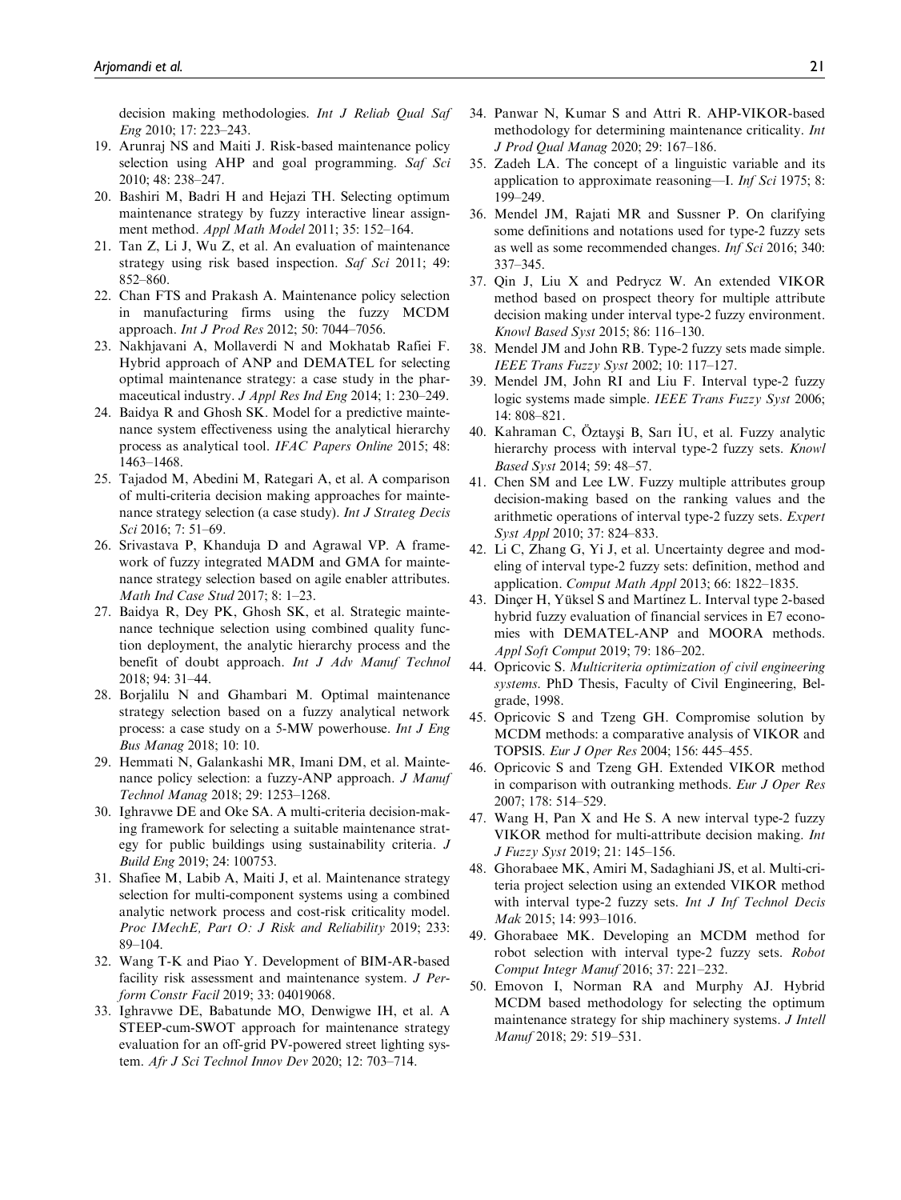decision making methodologies. *Int J Reliab Qual Saf Eng* 2010; 17: 223–243.

19. Arunraj NS and Maiti J. Risk-based maintenance policy selection using AHP and goal programming. *Saf Sci* 2010; 48: 238–247.
20. Bashiri M, Badri H and Hejazi TH. Selecting optimum maintenance strategy by fuzzy interactive linear assignment method. *Appl Math Model* 2011; 35: 152–164.
21. Tan Z, Li J, Wu Z, et al. An evaluation of maintenance strategy using risk based inspection. *Saf Sci* 2011; 49: 852–860.
22. Chan FTS and Prakash A. Maintenance policy selection in manufacturing firms using the fuzzy MCDM approach. *Int J Prod Res* 2012; 50: 7044–7056.
23. Nakhjavani A, Mollaverdi N and Mokhatab Rafiei F. Hybrid approach of ANP and DEMATEL for selecting optimal maintenance strategy: a case study in the pharmaceutical industry. *J Appl Res Ind Eng* 2014; 1: 230–249.
24. Baidya R and Ghosh SK. Model for a predictive maintenance system effectiveness using the analytical hierarchy process as analytical tool. *IFAC Papers Online* 2015; 48: 1463–1468.
25. Tajadod M, Abedini M, Rategari A, et al. A comparison of multi-criteria decision making approaches for maintenance strategy selection (a case study). *Int J Strateg Decis Sci* 2016; 7: 51–69.
26. Srivastava P, Khanduja D and Agrawal VP. A framework of fuzzy integrated MADM and GMA for maintenance strategy selection based on agile enabler attributes. *Math Ind Case Stud* 2017; 8: 1–23.
27. Baidya R, Dey PK, Ghosh SK, et al. Strategic maintenance technique selection using combined quality function deployment, the analytic hierarchy process and the benefit of doubt approach. *Int J Adv Manuf Technol* 2018; 94: 31–44.
28. Borjalilu N and Ghambari M. Optimal maintenance strategy selection based on a fuzzy analytical network process: a case study on a 5-MW powerhouse. *Int J Eng Bus Manag* 2018; 10: 10.
29. Hemmati N, Galankashi MR, Imani DM, et al. Maintenance policy selection: a fuzzy-ANP approach. *J Manuf Technol Manag* 2018; 29: 1253–1268.
30. Ighravwe DE and Oke SA. A multi-criteria decision-making framework for selecting a suitable maintenance strategy for public buildings using sustainability criteria. *J Build Eng* 2019; 24: 100753.
31. Shafiee M, Labib A, Maiti J, et al. Maintenance strategy selection for multi-component systems using a combined analytic network process and cost-risk criticality model. *Proc IMechE, Part O: J Risk and Reliability* 2019; 233: 89–104.
32. Wang T-K and Piao Y. Development of BIM-AR-based facility risk assessment and maintenance system. *J Perform Constr Facil* 2019; 33: 04019068.
33. Ighravwe DE, Babatunde MO, Denwigwe IH, et al. A STEEP-cum-SWOT approach for maintenance strategy evaluation for an off-grid PV-powered street lighting system. *Afr J Sci Technol Innov Dev* 2020; 12: 703–714.
34. Panwar N, Kumar S and Attri R. AHP-VIKOR-based methodology for determining maintenance criticality. *Int J Prod Qual Manag* 2020; 29: 167–186.
35. Zadeh LA. The concept of a linguistic variable and its application to approximate reasoning—I. *Inf Sci* 1975; 8: 199–249.
36. Mendel JM, Rajati MR and Sussner P. On clarifying some definitions and notations used for type-2 fuzzy sets as well as some recommended changes. *Inf Sci* 2016; 340: 337–345.
37. Qin J, Liu X and Pedrycz W. An extended VIKOR method based on prospect theory for multiple attribute decision making under interval type-2 fuzzy environment. *Knowl Based Syst* 2015; 86: 116–130.
38. Mendel JM and John RB. Type-2 fuzzy sets made simple. *IEEE Trans Fuzzy Syst* 2002; 10: 117–127.
39. Mendel JM, John RI and Liu F. Interval type-2 fuzzy logic systems made simple. *IEEE Trans Fuzzy Syst* 2006; 14: 808–821.
40. Kahraman C, Öztayşi B, Sarı İU, et al. Fuzzy analytic hierarchy process with interval type-2 fuzzy sets. *Knowl Based Syst* 2014; 59: 48–57.
41. Chen SM and Lee LW. Fuzzy multiple attributes group decision-making based on the ranking values and the arithmetic operations of interval type-2 fuzzy sets. *Expert Syst Appl* 2010; 37: 824–833.
42. Li C, Zhang G, Yi J, et al. Uncertainty degree and modeling of interval type-2 fuzzy sets: definition, method and application. *Comput Math Appl* 2013; 66: 1822–1835.
43. Dinçer H, Yüksel S and Martínez L. Interval type 2-based hybrid fuzzy evaluation of financial services in E7 economies with DEMATEL-ANP and MOORA methods. *Appl Soft Comput* 2019; 79: 186–202.
44. Opricovic S. *Multicriteria optimization of civil engineering systems*. PhD Thesis, Faculty of Civil Engineering, Belgrade, 1998.
45. Opricovic S and Tzeng GH. Compromise solution by MCDM methods: a comparative analysis of VIKOR and TOPSIS. *Eur J Oper Res* 2004; 156: 445–455.
46. Opricovic S and Tzeng GH. Extended VIKOR method in comparison with outranking methods. *Eur J Oper Res* 2007; 178: 514–529.
47. Wang H, Pan X and He S. A new interval type-2 fuzzy VIKOR method for multi-attribute decision making. *Int J Fuzzy Syst* 2019; 21: 145–156.
48. Ghorabaee MK, Amiri M, Sadaghiani JS, et al. Multi-criteria project selection using an extended VIKOR method with interval type-2 fuzzy sets. *Int J Inf Technol Decis Mak* 2015; 14: 993–1016.
49. Ghorabaee MK. Developing an MCDM method for robot selection with interval type-2 fuzzy sets. *Robot Comput Integr Manuf* 2016; 37: 221–232.
50. Emovon I, Norman RA and Murphy AJ. Hybrid MCDM based methodology for selecting the optimum maintenance strategy for ship machinery systems. *J Intell Manuf* 2018; 29: 519–531.